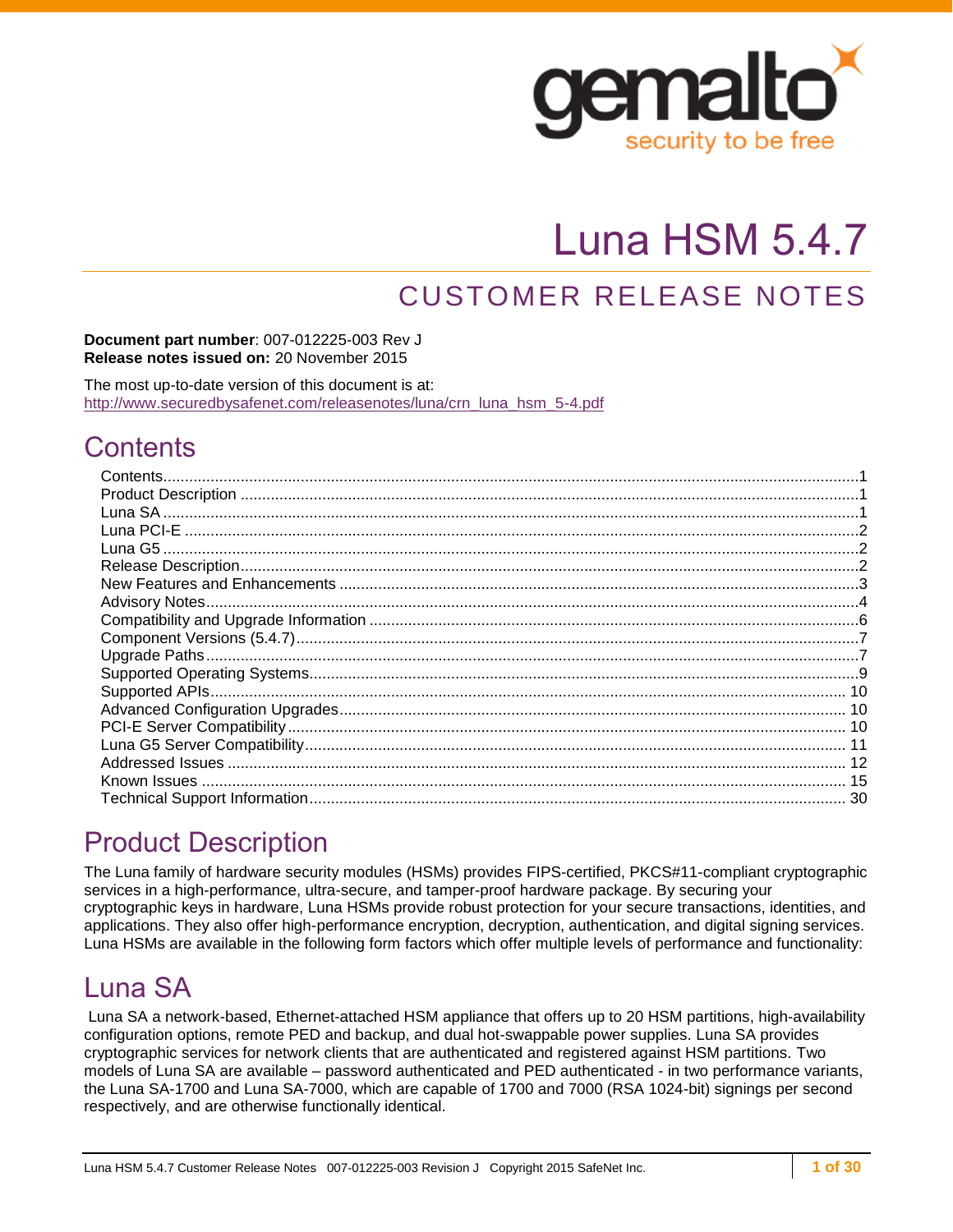# Luna HSM 5.4.7

## CUSTOMER RELEASE NOTES

**Document part number**: 007-012225-003 Rev J
**Release notes issued on:** 20 November 2015

The most up-to-date version of this document is at:
http://www.securedbysafenet.com/releasenotes/luna/crn_luna_hsm_5-4.pdf

# Contents

- Contents ... 1
- Product Description ... 1
- Luna SA ... 1
- Luna PCI-E ... 2
- Luna G5 ... 2
- Release Description ... 2
- New Features and Enhancements ... 3
- Advisory Notes ... 4
- Compatibility and Upgrade Information ... 6
- Component Versions (5.4.7) ... 7
- Upgrade Paths ... 7
- Supported Operating Systems ... 9
- Supported APIs ... 10
- Advanced Configuration Upgrades ... 10
- PCI-E Server Compatibility ... 10
- Luna G5 Server Compatibility ... 11
- Addressed Issues ... 12
- Known Issues ... 15
- Technical Support Information ... 30

# Product Description

The Luna family of hardware security modules (HSMs) provides FIPS-certified, PKCS#11-compliant cryptographic services in a high-performance, ultra-secure, and tamper-proof hardware package. By securing your cryptographic keys in hardware, Luna HSMs provide robust protection for your secure transactions, identities, and applications. They also offer high-performance encryption, decryption, authentication, and digital signing services. Luna HSMs are available in the following form factors which offer multiple levels of performance and functionality:

# Luna SA

Luna SA a network-based, Ethernet-attached HSM appliance that offers up to 20 HSM partitions, high-availability configuration options, remote PED and backup, and dual hot-swappable power supplies. Luna SA provides cryptographic services for network clients that are authenticated and registered against HSM partitions. Two models of Luna SA are available – password authenticated and PED authenticated - in two performance variants, the Luna SA-1700 and Luna SA-7000, which are capable of 1700 and 7000 (RSA 1024-bit) signings per second respectively, and are otherwise functionally identical.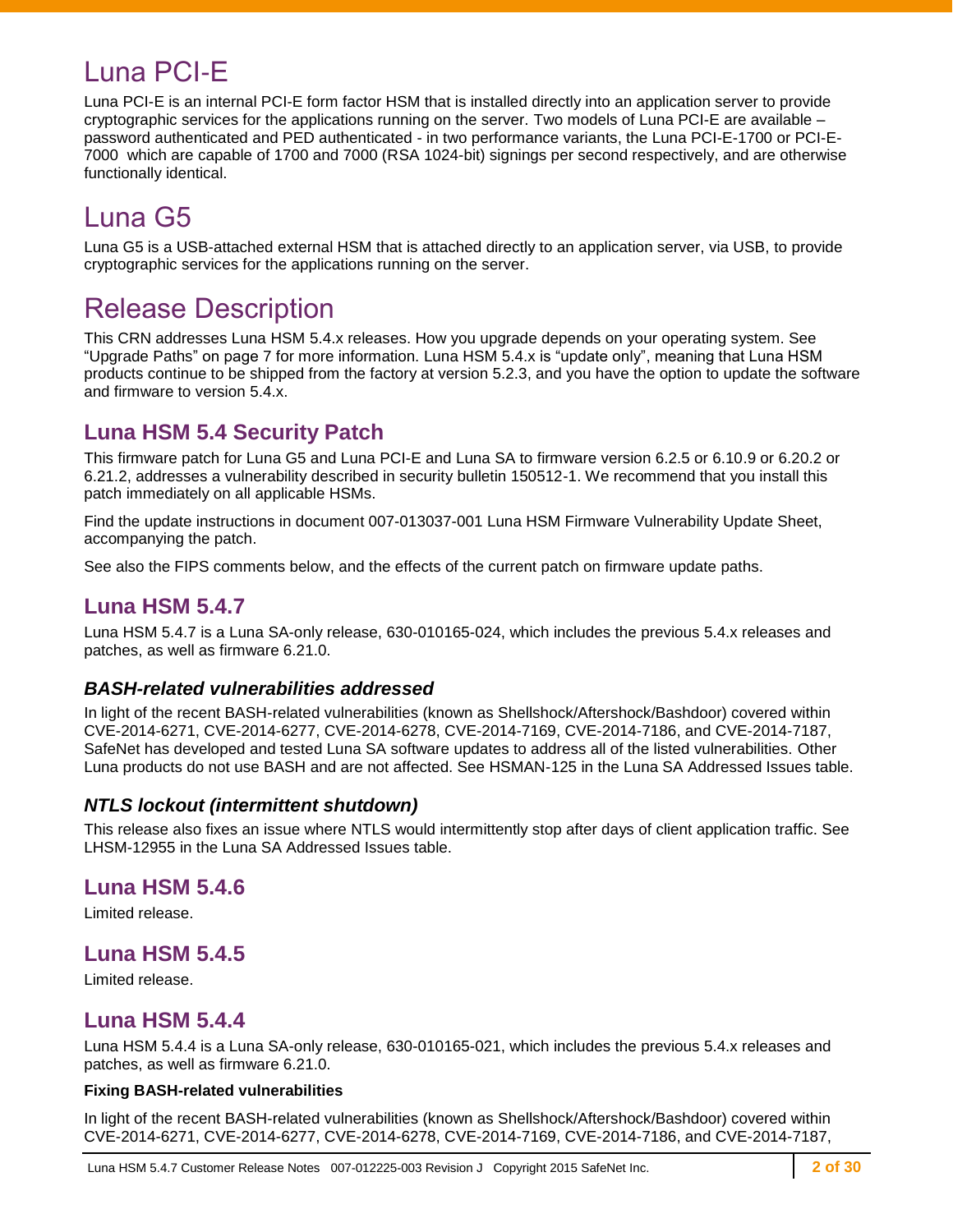# Luna PCI-E

Luna PCI-E is an internal PCI-E form factor HSM that is installed directly into an application server to provide cryptographic services for the applications running on the server. Two models of Luna PCI-E are available – password authenticated and PED authenticated - in two performance variants, the Luna PCI-E-1700 or PCI-E-7000 which are capable of 1700 and 7000 (RSA 1024-bit) signings per second respectively, and are otherwise functionally identical.

# Luna G5

Luna G5 is a USB-attached external HSM that is attached directly to an application server, via USB, to provide cryptographic services for the applications running on the server.

# Release Description

This CRN addresses Luna HSM 5.4.x releases. How you upgrade depends on your operating system. See “Upgrade Paths” on page 7 for more information. Luna HSM 5.4.x is “update only”, meaning that Luna HSM products continue to be shipped from the factory at version 5.2.3, and you have the option to update the software and firmware to version 5.4.x.

## Luna HSM 5.4 Security Patch

This firmware patch for Luna G5 and Luna PCI-E and Luna SA to firmware version 6.2.5 or 6.10.9 or 6.20.2 or 6.21.2, addresses a vulnerability described in security bulletin 150512-1. We recommend that you install this patch immediately on all applicable HSMs.

Find the update instructions in document 007-013037-001 Luna HSM Firmware Vulnerability Update Sheet, accompanying the patch.

See also the FIPS comments below, and the effects of the current patch on firmware update paths.

## Luna HSM 5.4.7

Luna HSM 5.4.7 is a Luna SA-only release, 630-010165-024, which includes the previous 5.4.x releases and patches, as well as firmware 6.21.0.

### *BASH-related vulnerabilities addressed*

In light of the recent BASH-related vulnerabilities (known as Shellshock/Aftershock/Bashdoor) covered within CVE-2014-6271, CVE-2014-6277, CVE-2014-6278, CVE-2014-7169, CVE-2014-7186, and CVE-2014-7187, SafeNet has developed and tested Luna SA software updates to address all of the listed vulnerabilities. Other Luna products do not use BASH and are not affected. See HSMAN-125 in the Luna SA Addressed Issues table.

### *NTLS lockout (intermittent shutdown)*

This release also fixes an issue where NTLS would intermittently stop after days of client application traffic. See LHSM-12955 in the Luna SA Addressed Issues table.

## Luna HSM 5.4.6

Limited release.

## Luna HSM 5.4.5

Limited release.

## Luna HSM 5.4.4

Luna HSM 5.4.4 is a Luna SA-only release, 630-010165-021, which includes the previous 5.4.x releases and patches, as well as firmware 6.21.0.

**Fixing BASH-related vulnerabilities**

In light of the recent BASH-related vulnerabilities (known as Shellshock/Aftershock/Bashdoor) covered within CVE-2014-6271, CVE-2014-6277, CVE-2014-6278, CVE-2014-7169, CVE-2014-7186, and CVE-2014-7187,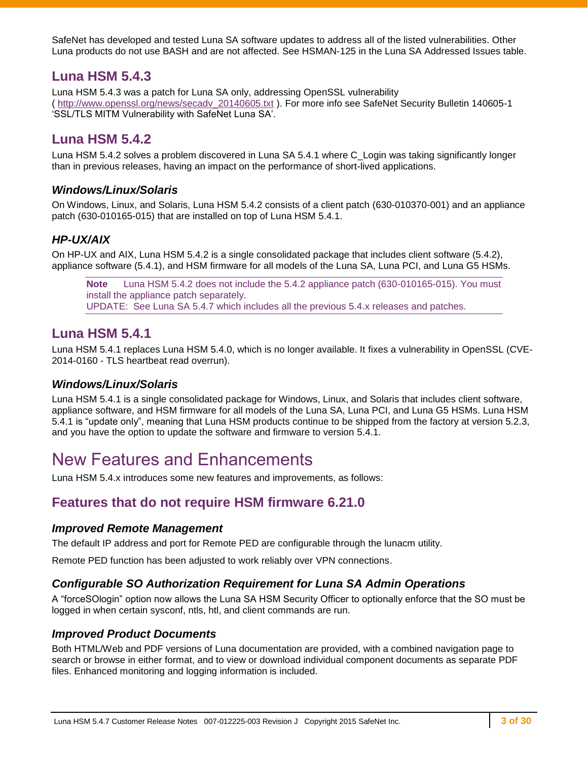SafeNet has developed and tested Luna SA software updates to address all of the listed vulnerabilities. Other Luna products do not use BASH and are not affected. See HSMAN-125 in the Luna SA Addressed Issues table.

## Luna HSM 5.4.3

Luna HSM 5.4.3 was a patch for Luna SA only, addressing OpenSSL vulnerability ( http://www.openssl.org/news/secadv_20140605.txt ). For more info see SafeNet Security Bulletin 140605-1 ‘SSL/TLS MITM Vulnerability with SafeNet Luna SA’.

## Luna HSM 5.4.2

Luna HSM 5.4.2 solves a problem discovered in Luna SA 5.4.1 where C_Login was taking significantly longer than in previous releases, having an impact on the performance of short-lived applications.

### *Windows/Linux/Solaris*

On Windows, Linux, and Solaris, Luna HSM 5.4.2 consists of a client patch (630-010370-001) and an appliance patch (630-010165-015) that are installed on top of Luna HSM 5.4.1.

### *HP-UX/AIX*

On HP-UX and AIX, Luna HSM 5.4.2 is a single consolidated package that includes client software (5.4.2), appliance software (5.4.1), and HSM firmware for all models of the Luna SA, Luna PCI, and Luna G5 HSMs.

> **Note** Luna HSM 5.4.2 does not include the 5.4.2 appliance patch (630-010165-015). You must install the appliance patch separately.
> UPDATE: See Luna SA 5.4.7 which includes all the previous 5.4.x releases and patches.

## Luna HSM 5.4.1

Luna HSM 5.4.1 replaces Luna HSM 5.4.0, which is no longer available. It fixes a vulnerability in OpenSSL (CVE-2014-0160 - TLS heartbeat read overrun).

### *Windows/Linux/Solaris*

Luna HSM 5.4.1 is a single consolidated package for Windows, Linux, and Solaris that includes client software, appliance software, and HSM firmware for all models of the Luna SA, Luna PCI, and Luna G5 HSMs. Luna HSM 5.4.1 is “update only”, meaning that Luna HSM products continue to be shipped from the factory at version 5.2.3, and you have the option to update the software and firmware to version 5.4.1.

# New Features and Enhancements

Luna HSM 5.4.x introduces some new features and improvements, as follows:

## Features that do not require HSM firmware 6.21.0

### *Improved Remote Management*

The default IP address and port for Remote PED are configurable through the lunacm utility.

Remote PED function has been adjusted to work reliably over VPN connections.

### *Configurable SO Authorization Requirement for Luna SA Admin Operations*

A “forceSOlogin” option now allows the Luna SA HSM Security Officer to optionally enforce that the SO must be logged in when certain sysconf, ntls, htl, and client commands are run.

### *Improved Product Documents*

Both HTML/Web and PDF versions of Luna documentation are provided, with a combined navigation page to search or browse in either format, and to view or download individual component documents as separate PDF files. Enhanced monitoring and logging information is included.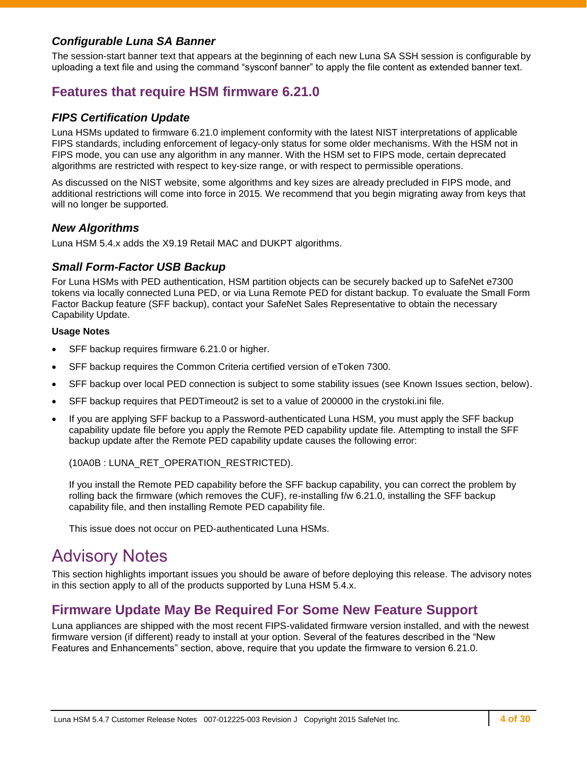### *Configurable Luna SA Banner*

The session-start banner text that appears at the beginning of each new Luna SA SSH session is configurable by uploading a text file and using the command “sysconf banner” to apply the file content as extended banner text.

## Features that require HSM firmware 6.21.0

### *FIPS Certification Update*

Luna HSMs updated to firmware 6.21.0 implement conformity with the latest NIST interpretations of applicable FIPS standards, including enforcement of legacy-only status for some older mechanisms. With the HSM not in FIPS mode, you can use any algorithm in any manner. With the HSM set to FIPS mode, certain deprecated algorithms are restricted with respect to key-size range, or with respect to permissible operations.

As discussed on the NIST website, some algorithms and key sizes are already precluded in FIPS mode, and additional restrictions will come into force in 2015. We recommend that you begin migrating away from keys that will no longer be supported.

### *New Algorithms*

Luna HSM 5.4.x adds the X9.19 Retail MAC and DUKPT algorithms.

### *Small Form-Factor USB Backup*

For Luna HSMs with PED authentication, HSM partition objects can be securely backed up to SafeNet e7300 tokens via locally connected Luna PED, or via Luna Remote PED for distant backup. To evaluate the Small Form Factor Backup feature (SFF backup), contact your SafeNet Sales Representative to obtain the necessary Capability Update.

**Usage Notes**

- SFF backup requires firmware 6.21.0 or higher.
- SFF backup requires the Common Criteria certified version of eToken 7300.
- SFF backup over local PED connection is subject to some stability issues (see Known Issues section, below).
- SFF backup requires that PEDTimeout2 is set to a value of 200000 in the crystoki.ini file.
- If you are applying SFF backup to a Password-authenticated Luna HSM, you must apply the SFF backup capability update file before you apply the Remote PED capability update file. Attempting to install the SFF backup update after the Remote PED capability update causes the following error:

  (10A0B : LUNA_RET_OPERATION_RESTRICTED).

  If you install the Remote PED capability before the SFF backup capability, you can correct the problem by rolling back the firmware (which removes the CUF), re-installing f/w 6.21.0, installing the SFF backup capability file, and then installing Remote PED capability file.

  This issue does not occur on PED-authenticated Luna HSMs.

# Advisory Notes

This section highlights important issues you should be aware of before deploying this release. The advisory notes in this section apply to all of the products supported by Luna HSM 5.4.x.

## Firmware Update May Be Required For Some New Feature Support

Luna appliances are shipped with the most recent FIPS-validated firmware version installed, and with the newest firmware version (if different) ready to install at your option. Several of the features described in the “New Features and Enhancements” section, above, require that you update the firmware to version 6.21.0.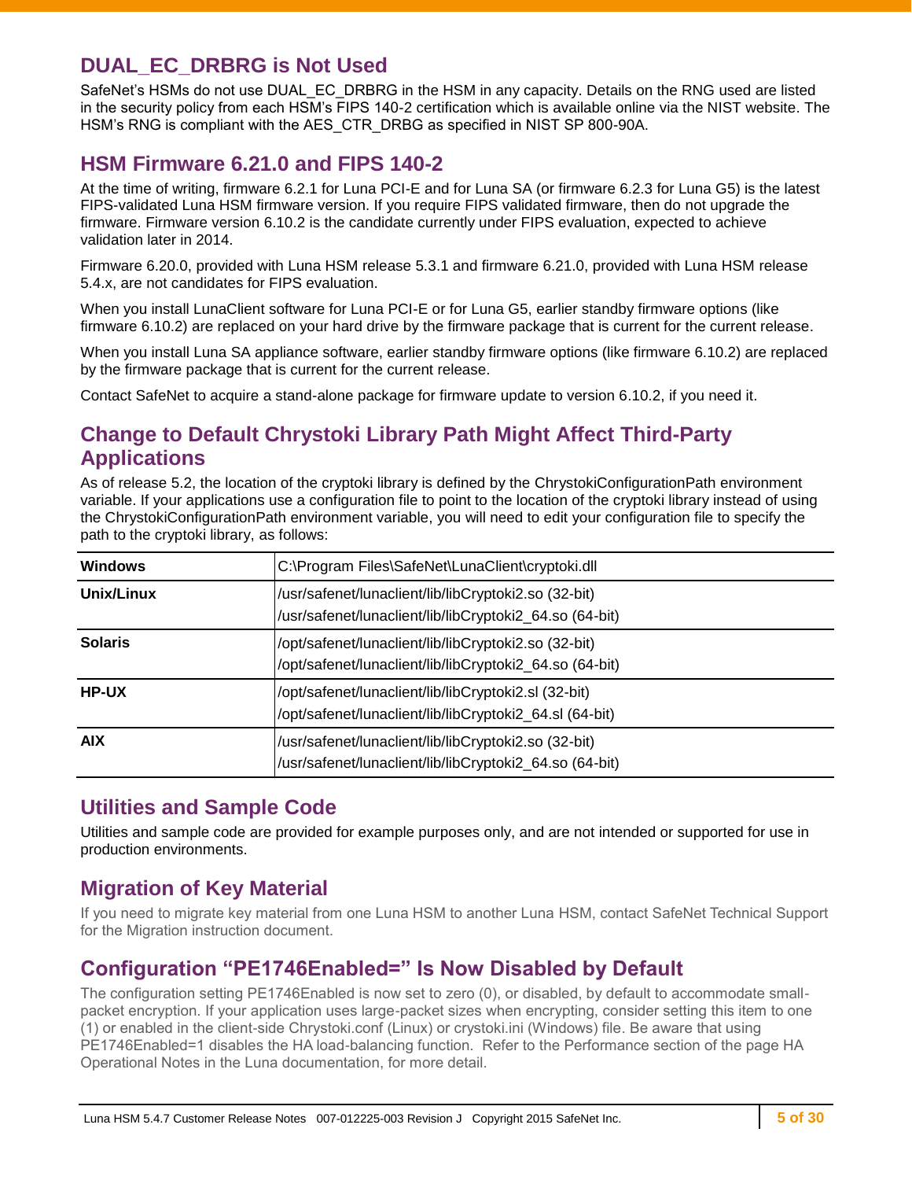## DUAL_EC_DRBRG is Not Used

SafeNet's HSMs do not use DUAL_EC_DRBRG in the HSM in any capacity. Details on the RNG used are listed in the security policy from each HSM's FIPS 140-2 certification which is available online via the NIST website. The HSM's RNG is compliant with the AES_CTR_DRBG as specified in NIST SP 800-90A.

## HSM Firmware 6.21.0 and FIPS 140-2

At the time of writing, firmware 6.2.1 for Luna PCI-E and for Luna SA (or firmware 6.2.3 for Luna G5) is the latest FIPS-validated Luna HSM firmware version. If you require FIPS validated firmware, then do not upgrade the firmware. Firmware version 6.10.2 is the candidate currently under FIPS evaluation, expected to achieve validation later in 2014.

Firmware 6.20.0, provided with Luna HSM release 5.3.1 and firmware 6.21.0, provided with Luna HSM release 5.4.x, are not candidates for FIPS evaluation.

When you install LunaClient software for Luna PCI-E or for Luna G5, earlier standby firmware options (like firmware 6.10.2) are replaced on your hard drive by the firmware package that is current for the current release.

When you install Luna SA appliance software, earlier standby firmware options (like firmware 6.10.2) are replaced by the firmware package that is current for the current release.

Contact SafeNet to acquire a stand-alone package for firmware update to version 6.10.2, if you need it.

## Change to Default Chrystoki Library Path Might Affect Third-Party Applications

As of release 5.2, the location of the cryptoki library is defined by the ChrystokiConfigurationPath environment variable. If your applications use a configuration file to point to the location of the cryptoki library instead of using the ChrystokiConfigurationPath environment variable, you will need to edit your configuration file to specify the path to the cryptoki library, as follows:

| | |
|---|---|
| **Windows** | C:\Program Files\SafeNet\LunaClient\cryptoki.dll |
| **Unix/Linux** | /usr/safenet/lunaclient/lib/libCryptoki2.so (32-bit)<br>/usr/safenet/lunaclient/lib/libCryptoki2_64.so (64-bit) |
| **Solaris** | /opt/safenet/lunaclient/lib/libCryptoki2.so (32-bit)<br>/opt/safenet/lunaclient/lib/libCryptoki2_64.so (64-bit) |
| **HP-UX** | /opt/safenet/lunaclient/lib/libCryptoki2.sl (32-bit)<br>/opt/safenet/lunaclient/lib/libCryptoki2_64.sl (64-bit) |
| **AIX** | /usr/safenet/lunaclient/lib/libCryptoki2.so (32-bit)<br>/usr/safenet/lunaclient/lib/libCryptoki2_64.so (64-bit) |

## Utilities and Sample Code

Utilities and sample code are provided for example purposes only, and are not intended or supported for use in production environments.

## Migration of Key Material

If you need to migrate key material from one Luna HSM to another Luna HSM, contact SafeNet Technical Support for the Migration instruction document.

## Configuration "PE1746Enabled=" Is Now Disabled by Default

The configuration setting PE1746Enabled is now set to zero (0), or disabled, by default to accommodate small-packet encryption. If your application uses large-packet sizes when encrypting, consider setting this item to one (1) or enabled in the client-side Chrystoki.conf (Linux) or crystoki.ini (Windows) file. Be aware that using PE1746Enabled=1 disables the HA load-balancing function. Refer to the Performance section of the page HA Operational Notes in the Luna documentation, for more detail.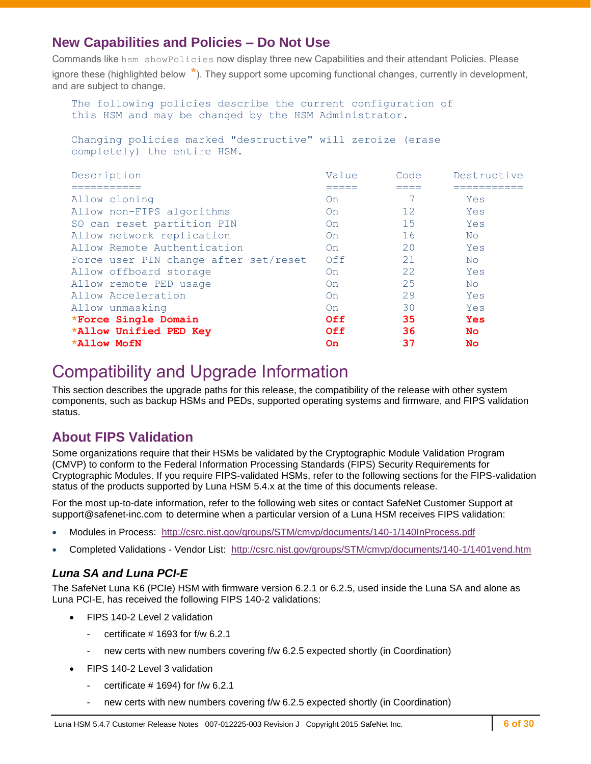## New Capabilities and Policies – Do Not Use

Commands like `hsm showPolicies` now display three new Capabilities and their attendant Policies. Please ignore these (highlighted below *). They support some upcoming functional changes, currently in development, and are subject to change.

```
The following policies describe the current configuration of
this HSM and may be changed by the HSM Administrator.

Changing policies marked "destructive" will zeroize (erase
completely) the entire HSM.

Description                         Value     Code     Destructive
===========                         =====     ====     ===========
Allow cloning                       On          7        Yes
Allow non-FIPS algorithms           On         12        Yes
SO can reset partition PIN          On         15        Yes
Allow network replication           On         16        No
Allow Remote Authentication         On         20        Yes
Force user PIN change after set/reset Off      21        No
Allow offboard storage              On         22        Yes
Allow remote PED usage              On         25        No
Allow Acceleration                  On         29        Yes
Allow unmasking                     On         30        Yes
*Force Single Domain                Off        35        Yes
*Allow Unified PED Key              Off        36        No
*Allow MofN                         On         37        No
```

# Compatibility and Upgrade Information

This section describes the upgrade paths for this release, the compatibility of the release with other system components, such as backup HSMs and PEDs, supported operating systems and firmware, and FIPS validation status.

## About FIPS Validation

Some organizations require that their HSMs be validated by the Cryptographic Module Validation Program (CMVP) to conform to the Federal Information Processing Standards (FIPS) Security Requirements for Cryptographic Modules. If you require FIPS-validated HSMs, refer to the following sections for the FIPS-validation status of the products supported by Luna HSM 5.4.x at the time of this documents release.

For the most up-to-date information, refer to the following web sites or contact SafeNet Customer Support at support@safenet-inc.com to determine when a particular version of a Luna HSM receives FIPS validation:

- Modules in Process: [http://csrc.nist.gov/groups/STM/cmvp/documents/140-1/140InProcess.pdf](http://csrc.nist.gov/groups/STM/cmvp/documents/140-1/140InProcess.pdf)
- Completed Validations - Vendor List: [http://csrc.nist.gov/groups/STM/cmvp/documents/140-1/1401vend.htm](http://csrc.nist.gov/groups/STM/cmvp/documents/140-1/1401vend.htm)

### *Luna SA and Luna PCI-E*

The SafeNet Luna K6 (PCIe) HSM with firmware version 6.2.1 or 6.2.5, used inside the Luna SA and alone as Luna PCI-E, has received the following FIPS 140-2 validations:

- FIPS 140-2 Level 2 validation
  - certificate # 1693 for f/w 6.2.1
  - new certs with new numbers covering f/w 6.2.5 expected shortly (in Coordination)
- FIPS 140-2 Level 3 validation
  - certificate # 1694) for f/w 6.2.1
  - new certs with new numbers covering f/w 6.2.5 expected shortly (in Coordination)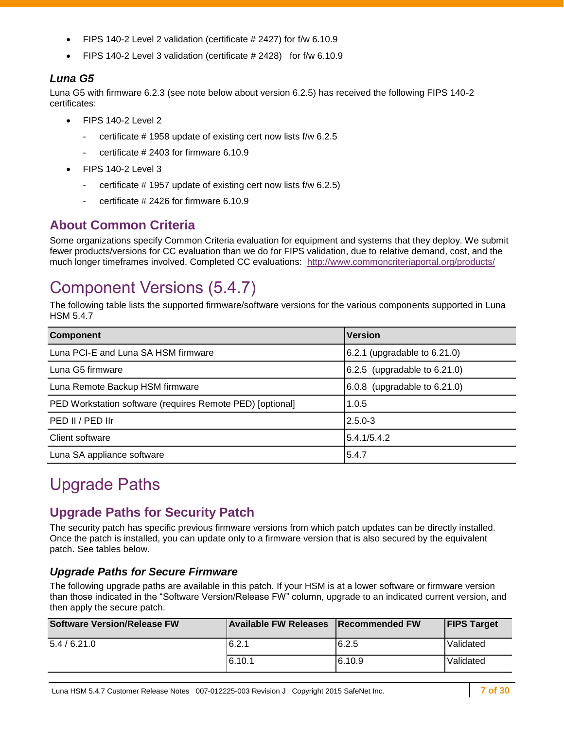- FIPS 140-2 Level 2 validation (certificate # 2427) for f/w 6.10.9
- FIPS 140-2 Level 3 validation (certificate # 2428)   for f/w 6.10.9

### *Luna G5*

Luna G5 with firmware 6.2.3 (see note below about version 6.2.5) has received the following FIPS 140-2 certificates:

- FIPS 140-2 Level 2
  - certificate # 1958 update of existing cert now lists f/w 6.2.5
  - certificate # 2403 for firmware 6.10.9
- FIPS 140-2 Level 3
  - certificate # 1957 update of existing cert now lists f/w 6.2.5)
  - certificate # 2426 for firmware 6.10.9

## About Common Criteria

Some organizations specify Common Criteria evaluation for equipment and systems that they deploy. We submit fewer products/versions for CC evaluation than we do for FIPS validation, due to relative demand, cost, and the much longer timeframes involved. Completed CC evaluations:  http://www.commoncriteriaportal.org/products/

# Component Versions (5.4.7)

The following table lists the supported firmware/software versions for the various components supported in Luna HSM 5.4.7

| Component | Version |
|---|---|
| Luna PCI-E and Luna SA HSM firmware | 6.2.1 (upgradable to 6.21.0) |
| Luna G5 firmware | 6.2.5  (upgradable to 6.21.0) |
| Luna Remote Backup HSM firmware | 6.0.8  (upgradable to 6.21.0) |
| PED Workstation software (requires Remote PED) [optional] | 1.0.5 |
| PED II / PED IIr | 2.5.0-3 |
| Client software | 5.4.1/5.4.2 |
| Luna SA appliance software | 5.4.7 |

# Upgrade Paths

## Upgrade Paths for Security Patch

The security patch has specific previous firmware versions from which patch updates can be directly installed. Once the patch is installed, you can update only to a firmware version that is also secured by the equivalent patch. See tables below.

### *Upgrade Paths for Secure Firmware*

The following upgrade paths are available in this patch. If your HSM is at a lower software or firmware version than those indicated in the "Software Version/Release FW" column, upgrade to an indicated current version, and then apply the secure patch.

| Software Version/Release FW | Available FW Releases | Recommended FW | FIPS Target |
|---|---|---|---|
| 5.4 / 6.21.0 | 6.2.1 | 6.2.5 | Validated |
| | 6.10.1 | 6.10.9 | Validated |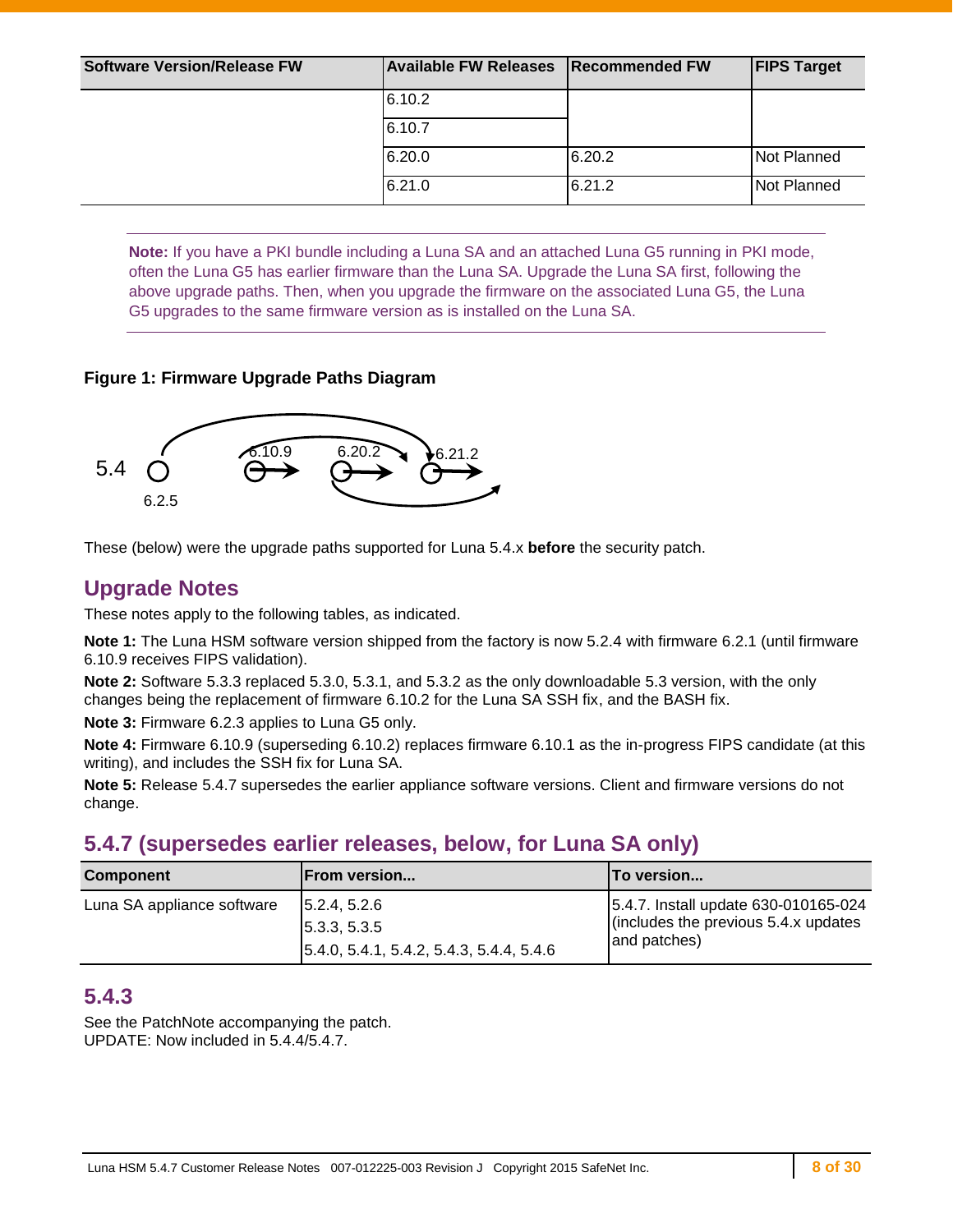| Software Version/Release FW | Available FW Releases | Recommended FW | FIPS Target |
|---|---|---|---|
| | 6.10.2 | | |
| | 6.10.7 | | |
| | 6.20.0 | 6.20.2 | Not Planned |
| | 6.21.0 | 6.21.2 | Not Planned |

**Note:** If you have a PKI bundle including a Luna SA and an attached Luna G5 running in PKI mode, often the Luna G5 has earlier firmware than the Luna SA. Upgrade the Luna SA first, following the above upgrade paths. Then, when you upgrade the firmware on the associated Luna G5, the Luna G5 upgrades to the same firmware version as is installed on the Luna SA.

**Figure 1: Firmware Upgrade Paths Diagram**

5.4 6.2.5 6.10.9 6.20.2 6.21.2

These (below) were the upgrade paths supported for Luna 5.4.x **before** the security patch.

## Upgrade Notes

These notes apply to the following tables, as indicated.

**Note 1:** The Luna HSM software version shipped from the factory is now 5.2.4 with firmware 6.2.1 (until firmware 6.10.9 receives FIPS validation).

**Note 2:** Software 5.3.3 replaced 5.3.0, 5.3.1, and 5.3.2 as the only downloadable 5.3 version, with the only changes being the replacement of firmware 6.10.2 for the Luna SA SSH fix, and the BASH fix.

**Note 3:** Firmware 6.2.3 applies to Luna G5 only.

**Note 4:** Firmware 6.10.9 (superseding 6.10.2) replaces firmware 6.10.1 as the in-progress FIPS candidate (at this writing), and includes the SSH fix for Luna SA.

**Note 5:** Release 5.4.7 supersedes the earlier appliance software versions. Client and firmware versions do not change.

## 5.4.7 (supersedes earlier releases, below, for Luna SA only)

| Component | From version... | To version... |
|---|---|---|
| Luna SA appliance software | 5.2.4, 5.2.6<br>5.3.3, 5.3.5<br>5.4.0, 5.4.1, 5.4.2, 5.4.3, 5.4.4, 5.4.6 | 5.4.7. Install update 630-010165-024 (includes the previous 5.4.x updates and patches) |

## 5.4.3

See the PatchNote accompanying the patch.
UPDATE: Now included in 5.4.4/5.4.7.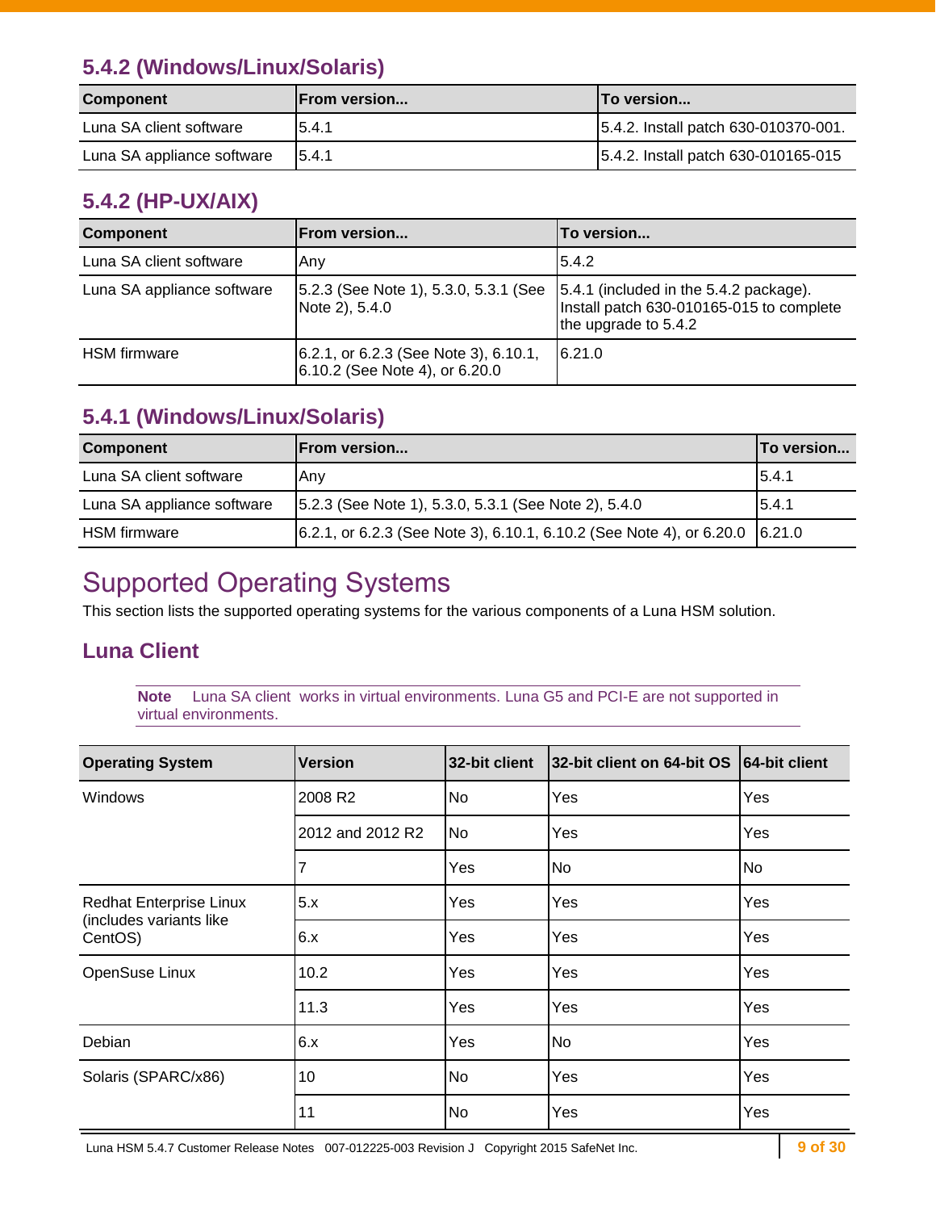### 5.4.2 (Windows/Linux/Solaris)

| Component | From version... | To version... |
| --- | --- | --- |
| Luna SA client software | 5.4.1 | 5.4.2. Install patch 630-010370-001. |
| Luna SA appliance software | 5.4.1 | 5.4.2. Install patch 630-010165-015 |

### 5.4.2 (HP-UX/AIX)

| Component | From version... | To version... |
| --- | --- | --- |
| Luna SA client software | Any | 5.4.2 |
| Luna SA appliance software | 5.2.3 (See Note 1), 5.3.0, 5.3.1 (See Note 2), 5.4.0 | 5.4.1 (included in the 5.4.2 package). Install patch 630-010165-015 to complete the upgrade to 5.4.2 |
| HSM firmware | 6.2.1, or 6.2.3 (See Note 3), 6.10.1, 6.10.2 (See Note 4), or 6.20.0 | 6.21.0 |

### 5.4.1 (Windows/Linux/Solaris)

| Component | From version... | To version... |
| --- | --- | --- |
| Luna SA client software | Any | 5.4.1 |
| Luna SA appliance software | 5.2.3 (See Note 1), 5.3.0, 5.3.1 (See Note 2), 5.4.0 | 5.4.1 |
| HSM firmware | 6.2.1, or 6.2.3 (See Note 3), 6.10.1, 6.10.2 (See Note 4), or 6.20.0 | 6.21.0 |

## Supported Operating Systems

This section lists the supported operating systems for the various components of a Luna HSM solution.

### Luna Client

**Note** Luna SA client works in virtual environments. Luna G5 and PCI-E are not supported in virtual environments.

| Operating System | Version | 32-bit client | 32-bit client on 64-bit OS | 64-bit client |
| --- | --- | --- | --- | --- |
| Windows | 2008 R2 | No | Yes | Yes |
| | 2012 and 2012 R2 | No | Yes | Yes |
| | 7 | Yes | No | No |
| Redhat Enterprise Linux (includes variants like CentOS) | 5.x | Yes | Yes | Yes |
| | 6.x | Yes | Yes | Yes |
| OpenSuse Linux | 10.2 | Yes | Yes | Yes |
| | 11.3 | Yes | Yes | Yes |
| Debian | 6.x | Yes | No | Yes |
| Solaris (SPARC/x86) | 10 | No | Yes | Yes |
| | 11 | No | Yes | Yes |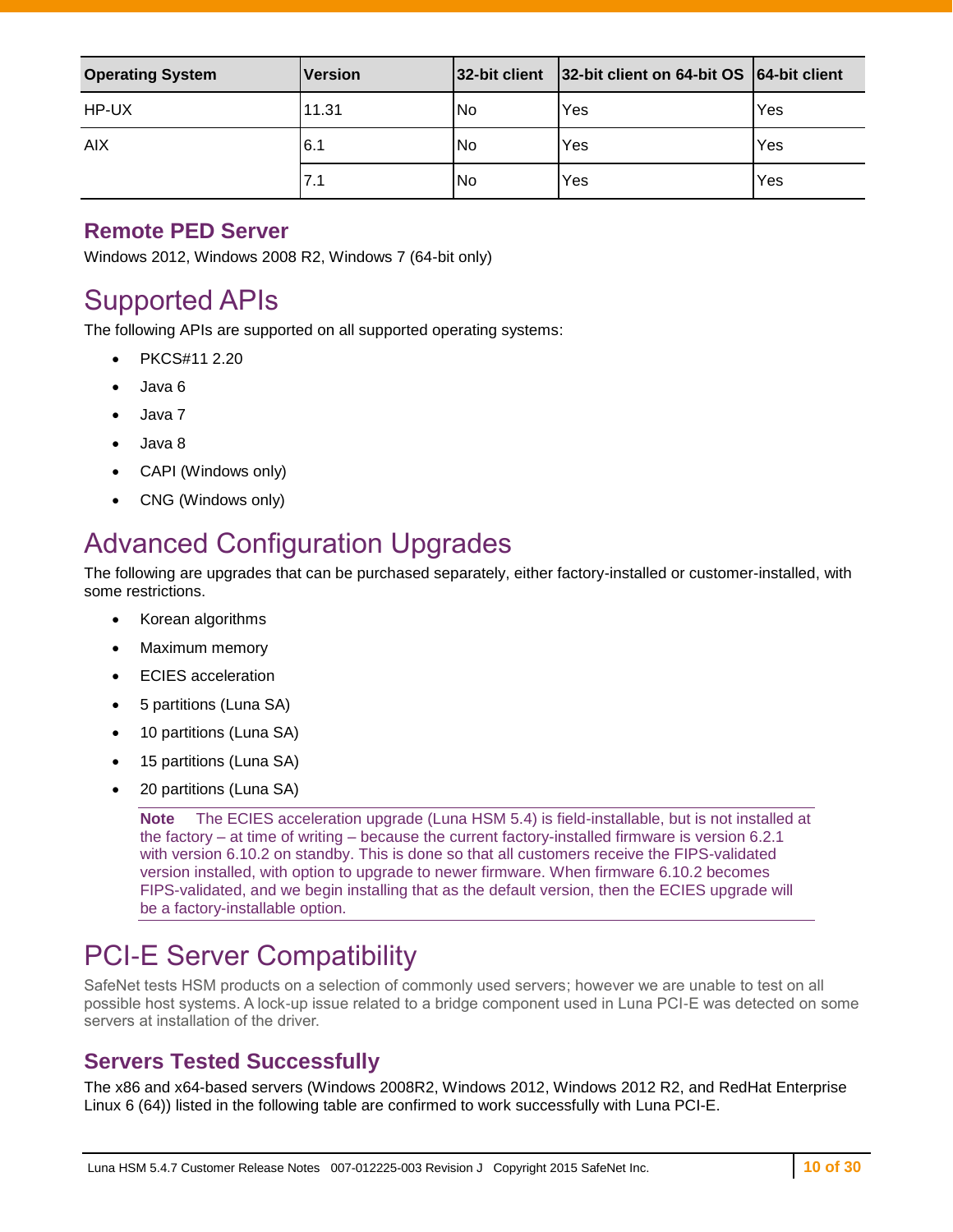| Operating System | Version | 32-bit client | 32-bit client on 64-bit OS | 64-bit client |
|---|---|---|---|---|
| HP-UX | 11.31 | No | Yes | Yes |
| AIX | 6.1 | No | Yes | Yes |
| | 7.1 | No | Yes | Yes |

### Remote PED Server

Windows 2012, Windows 2008 R2, Windows 7 (64-bit only)

## Supported APIs

The following APIs are supported on all supported operating systems:

- PKCS#11 2.20
- Java 6
- Java 7
- Java 8
- CAPI (Windows only)
- CNG (Windows only)

## Advanced Configuration Upgrades

The following are upgrades that can be purchased separately, either factory-installed or customer-installed, with some restrictions.

- Korean algorithms
- Maximum memory
- ECIES acceleration
- 5 partitions (Luna SA)
- 10 partitions (Luna SA)
- 15 partitions (Luna SA)
- 20 partitions (Luna SA)

> **Note** The ECIES acceleration upgrade (Luna HSM 5.4) is field-installable, but is not installed at the factory – at time of writing – because the current factory-installed firmware is version 6.2.1 with version 6.10.2 on standby. This is done so that all customers receive the FIPS-validated version installed, with option to upgrade to newer firmware. When firmware 6.10.2 becomes FIPS-validated, and we begin installing that as the default version, then the ECIES upgrade will be a factory-installable option.

## PCI-E Server Compatibility

SafeNet tests HSM products on a selection of commonly used servers; however we are unable to test on all possible host systems. A lock-up issue related to a bridge component used in Luna PCI-E was detected on some servers at installation of the driver.

### Servers Tested Successfully

The x86 and x64-based servers (Windows 2008R2, Windows 2012, Windows 2012 R2, and RedHat Enterprise Linux 6 (64)) listed in the following table are confirmed to work successfully with Luna PCI-E.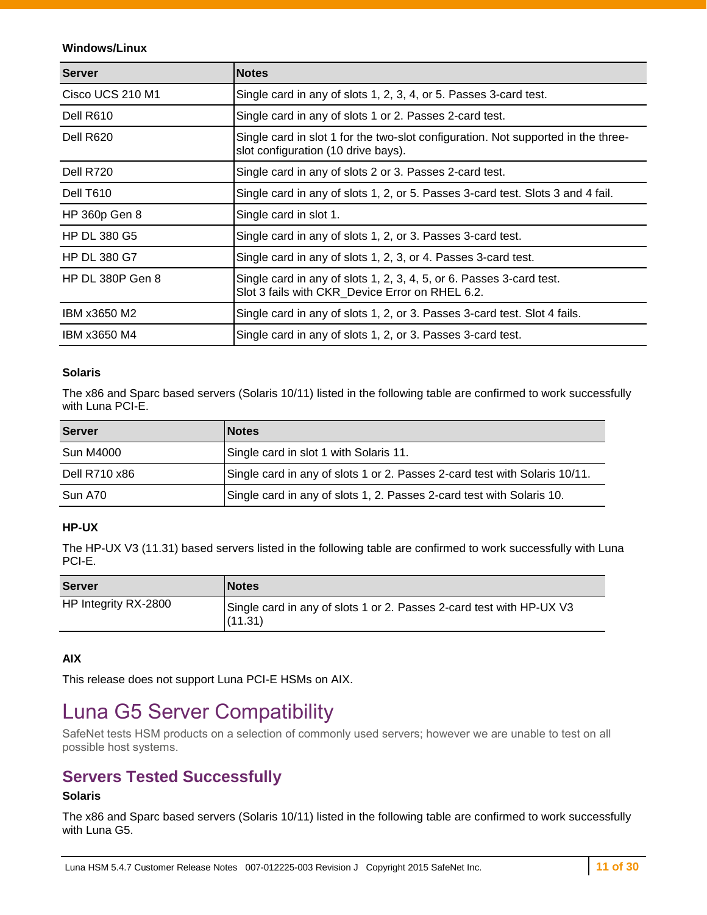**Windows/Linux**

| Server | Notes |
| --- | --- |
| Cisco UCS 210 M1 | Single card in any of slots 1, 2, 3, 4, or 5. Passes 3-card test. |
| Dell R610 | Single card in any of slots 1 or 2. Passes 2-card test. |
| Dell R620 | Single card in slot 1 for the two-slot configuration. Not supported in the three-slot configuration (10 drive bays). |
| Dell R720 | Single card in any of slots 2 or 3. Passes 2-card test. |
| Dell T610 | Single card in any of slots 1, 2, or 5. Passes 3-card test. Slots 3 and 4 fail. |
| HP 360p Gen 8 | Single card in slot 1. |
| HP DL 380 G5 | Single card in any of slots 1, 2, or 3. Passes 3-card test. |
| HP DL 380 G7 | Single card in any of slots 1, 2, 3, or 4. Passes 3-card test. |
| HP DL 380P Gen 8 | Single card in any of slots 1, 2, 3, 4, 5, or 6. Passes 3-card test. Slot 3 fails with CKR_Device Error on RHEL 6.2. |
| IBM x3650 M2 | Single card in any of slots 1, 2, or 3. Passes 3-card test. Slot 4 fails. |
| IBM x3650 M4 | Single card in any of slots 1, 2, or 3. Passes 3-card test. |

**Solaris**

The x86 and Sparc based servers (Solaris 10/11) listed in the following table are confirmed to work successfully with Luna PCI-E.

| Server | Notes |
| --- | --- |
| Sun M4000 | Single card in slot 1 with Solaris 11. |
| Dell R710 x86 | Single card in any of slots 1 or 2. Passes 2-card test with Solaris 10/11. |
| Sun A70 | Single card in any of slots 1, 2. Passes 2-card test with Solaris 10. |

**HP-UX**

The HP-UX V3 (11.31) based servers listed in the following table are confirmed to work successfully with Luna PCI-E.

| Server | Notes |
| --- | --- |
| HP Integrity RX-2800 | Single card in any of slots 1 or 2. Passes 2-card test with HP-UX V3 (11.31) |

**AIX**

This release does not support Luna PCI-E HSMs on AIX.

# Luna G5 Server Compatibility

SafeNet tests HSM products on a selection of commonly used servers; however we are unable to test on all possible host systems.

## Servers Tested Successfully

**Solaris**

The x86 and Sparc based servers (Solaris 10/11) listed in the following table are confirmed to work successfully with Luna G5.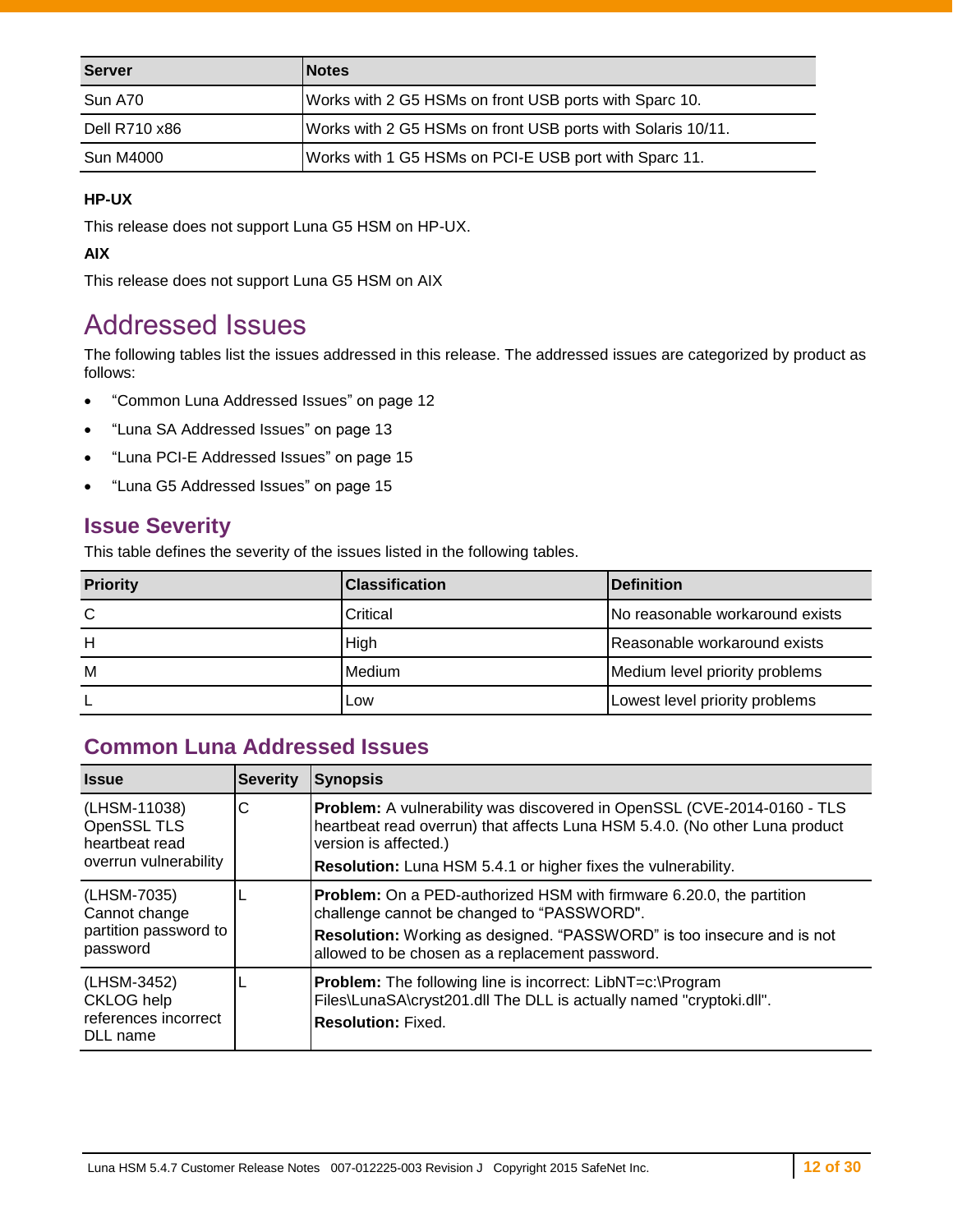| Server | Notes |
|---|---|
| Sun A70 | Works with 2 G5 HSMs on front USB ports with Sparc 10. |
| Dell R710 x86 | Works with 2 G5 HSMs on front USB ports with Solaris 10/11. |
| Sun M4000 | Works with 1 G5 HSMs on PCI-E USB port with Sparc 11. |

**HP-UX**

This release does not support Luna G5 HSM on HP-UX.

**AIX**

This release does not support Luna G5 HSM on AIX

# Addressed Issues

The following tables list the issues addressed in this release. The addressed issues are categorized by product as follows:

- "Common Luna Addressed Issues" on page 12
- "Luna SA Addressed Issues" on page 13
- "Luna PCI-E Addressed Issues" on page 15
- "Luna G5 Addressed Issues" on page 15

## Issue Severity

This table defines the severity of the issues listed in the following tables.

| Priority | Classification | Definition |
|---|---|---|
| C | Critical | No reasonable workaround exists |
| H | High | Reasonable workaround exists |
| M | Medium | Medium level priority problems |
| L | Low | Lowest level priority problems |

## Common Luna Addressed Issues

| Issue | Severity | Synopsis |
|---|---|---|
| (LHSM-11038) OpenSSL TLS heartbeat read overrun vulnerability | C | **Problem:** A vulnerability was discovered in OpenSSL (CVE-2014-0160 - TLS heartbeat read overrun) that affects Luna HSM 5.4.0. (No other Luna product version is affected.)<br>**Resolution:** Luna HSM 5.4.1 or higher fixes the vulnerability. |
| (LHSM-7035) Cannot change partition password to password | L | **Problem:** On a PED-authorized HSM with firmware 6.20.0, the partition challenge cannot be changed to "PASSWORD".<br>**Resolution:** Working as designed. "PASSWORD" is too insecure and is not allowed to be chosen as a replacement password. |
| (LHSM-3452) CKLOG help references incorrect DLL name | L | **Problem:** The following line is incorrect: LibNT=c:\Program Files\LunaSA\cryst201.dll The DLL is actually named "cryptoki.dll".<br>**Resolution:** Fixed. |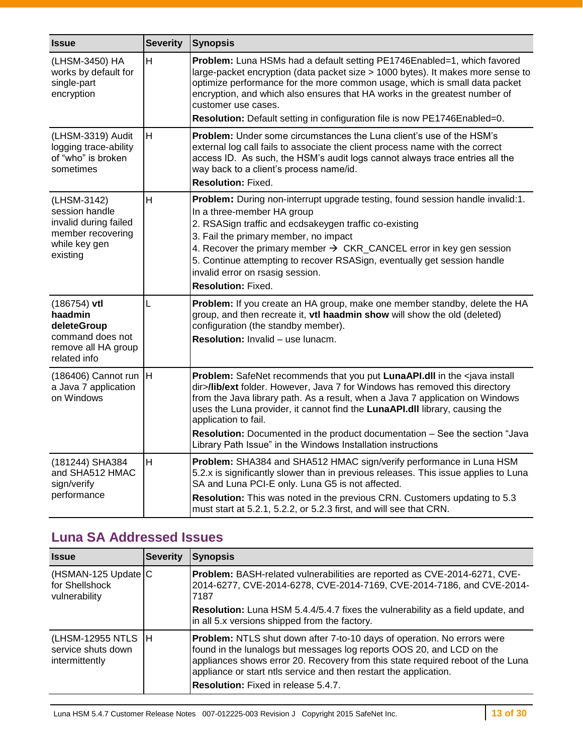| Issue | Severity | Synopsis |
|---|---|---|
| (LHSM-3450) HA works by default for single-part encryption | H | **Problem:** Luna HSMs had a default setting PE1746Enabled=1, which favored large-packet encryption (data packet size > 1000 bytes). It makes more sense to optimize performance for the more common usage, which is small data packet encryption, and which also ensures that HA works in the greatest number of customer use cases.<br>**Resolution:** Default setting in configuration file is now PE1746Enabled=0. |
| (LHSM-3319) Audit logging trace-ability of "who" is broken sometimes | H | **Problem:** Under some circumstances the Luna client's use of the HSM's external log call fails to associate the client process name with the correct access ID. As such, the HSM's audit logs cannot always trace entries all the way back to a client's process name/id.<br>**Resolution:** Fixed. |
| (LHSM-3142) session handle invalid during failed member recovering while key gen existing | H | **Problem:** During non-interrupt upgrade testing, found session handle invalid:1. In a three-member HA group<br>2. RSASign traffic and ecdsakeygen traffic co-existing<br>3. Fail the primary member, no impact<br>4. Recover the primary member → CKR_CANCEL error in key gen session<br>5. Continue attempting to recover RSASign, eventually get session handle invalid error on rsasig session.<br>**Resolution:** Fixed. |
| (186754) **vtl haadmin deleteGroup** command does not remove all HA group related info | L | **Problem:** If you create an HA group, make one member standby, delete the HA group, and then recreate it, **vtl haadmin show** will show the old (deleted) configuration (the standby member).<br>**Resolution:** Invalid – use lunacm. |
| (186406) Cannot run a Java 7 application on Windows | H | **Problem:** SafeNet recommends that you put **LunaAPI.dll** in the <java install dir>**/lib/ext** folder. However, Java 7 for Windows has removed this directory from the Java library path. As a result, when a Java 7 application on Windows uses the Luna provider, it cannot find the **LunaAPI.dll** library, causing the application to fail.<br>**Resolution:** Documented in the product documentation – See the section "Java Library Path Issue" in the Windows Installation instructions |
| (181244) SHA384 and SHA512 HMAC sign/verify performance | H | **Problem:** SHA384 and SHA512 HMAC sign/verify performance in Luna HSM 5.2.x is significantly slower than in previous releases. This issue applies to Luna SA and Luna PCI-E only. Luna G5 is not affected.<br>**Resolution:** This was noted in the previous CRN. Customers updating to 5.3 must start at 5.2.1, 5.2.2, or 5.2.3 first, and will see that CRN. |

## Luna SA Addressed Issues

| Issue | Severity | Synopsis |
|---|---|---|
| (HSMAN-125 Update for Shellshock vulnerability | C | **Problem:** BASH-related vulnerabilities are reported as CVE-2014-6271, CVE-2014-6277, CVE-2014-6278, CVE-2014-7169, CVE-2014-7186, and CVE-2014-7187<br>**Resolution:** Luna HSM 5.4.4/5.4.7 fixes the vulnerability as a field update, and in all 5.x versions shipped from the factory. |
| (LHSM-12955 NTLS service shuts down intermittently | H | **Problem:** NTLS shut down after 7-to-10 days of operation. No errors were found in the lunalogs but messages log reports OOS 20, and LCD on the appliances shows error 20. Recovery from this state required reboot of the Luna appliance or start ntls service and then restart the application.<br>**Resolution:** Fixed in release 5.4.7. |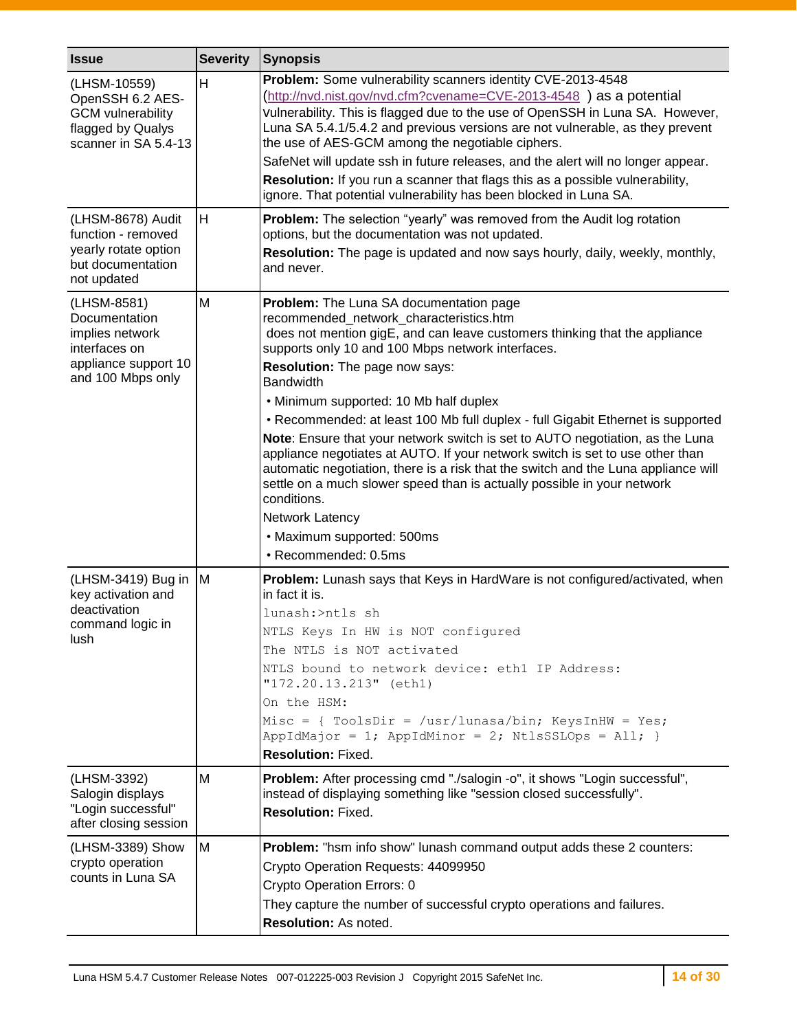| Issue | Severity | Synopsis |
|---|---|---|
| (LHSM-10559) OpenSSH 6.2 AES-GCM vulnerability flagged by Qualys scanner in SA 5.4-13 | H | **Problem:** Some vulnerability scanners identity CVE-2013-4548 (http://nvd.nist.gov/nvd.cfm?cvename=CVE-2013-4548 ) as a potential vulnerability. This is flagged due to the use of OpenSSH in Luna SA. However, Luna SA 5.4.1/5.4.2 and previous versions are not vulnerable, as they prevent the use of AES-GCM among the negotiable ciphers.<br>SafeNet will update ssh in future releases, and the alert will no longer appear.<br>**Resolution:** If you run a scanner that flags this as a possible vulnerability, ignore. That potential vulnerability has been blocked in Luna SA. |
| (LHSM-8678) Audit function - removed yearly rotate option but documentation not updated | H | **Problem:** The selection “yearly” was removed from the Audit log rotation options, but the documentation was not updated.<br>**Resolution:** The page is updated and now says hourly, daily, weekly, monthly, and never. |
| (LHSM-8581) Documentation implies network interfaces on appliance support 10 and 100 Mbps only | M | **Problem:** The Luna SA documentation page recommended_network_characteristics.htm does not mention gigE, and can leave customers thinking that the appliance supports only 10 and 100 Mbps network interfaces.<br>**Resolution:** The page now says:<br>Bandwidth<br>• Minimum supported: 10 Mb half duplex<br>• Recommended: at least 100 Mb full duplex - full Gigabit Ethernet is supported<br>**Note**: Ensure that your network switch is set to AUTO negotiation, as the Luna appliance negotiates at AUTO. If your network switch is set to use other than automatic negotiation, there is a risk that the switch and the Luna appliance will settle on a much slower speed than is actually possible in your network conditions.<br>Network Latency<br>• Maximum supported: 500ms<br>• Recommended: 0.5ms |
| (LHSM-3419) Bug in key activation and deactivation command logic in lush | M | **Problem:** Lunash says that Keys in HardWare is not configured/activated, when in fact it is.<br>`lunash:>ntls sh`<br>`NTLS Keys In HW is NOT configured`<br>`The NTLS is NOT activated`<br>`NTLS bound to network device: eth1 IP Address: "172.20.13.213" (eth1)`<br>`On the HSM:`<br>`Misc = { ToolsDir = /usr/lunasa/bin; KeysInHW = Yes; AppIdMajor = 1; AppIdMinor = 2; NtlsSSLOps = All; }`<br>**Resolution:** Fixed. |
| (LHSM-3392) Salogin displays "Login successful" after closing session | M | **Problem:** After processing cmd "./salogin -o", it shows "Login successful", instead of displaying something like "session closed successfully".<br>**Resolution:** Fixed. |
| (LHSM-3389) Show crypto operation counts in Luna SA | M | **Problem:** "hsm info show" lunash command output adds these 2 counters:<br>Crypto Operation Requests: 44099950<br>Crypto Operation Errors: 0<br>They capture the number of successful crypto operations and failures.<br>**Resolution:** As noted. |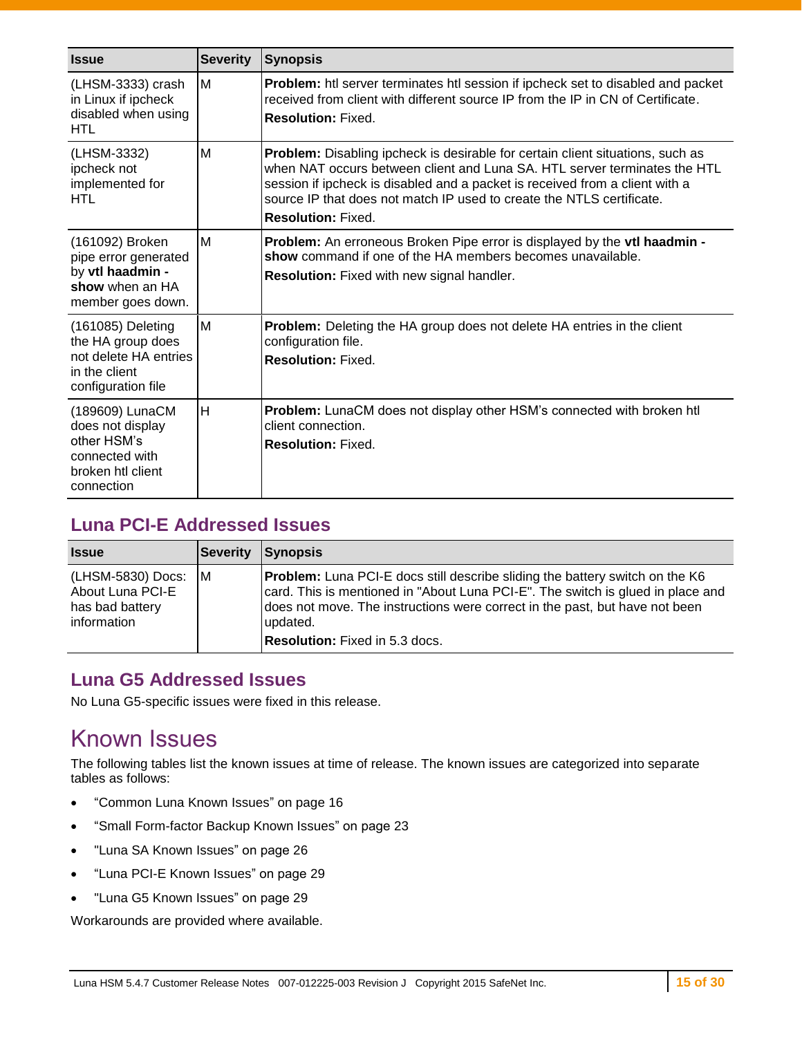| Issue | Severity | Synopsis |
|---|---|---|
| (LHSM-3333) crash in Linux if ipcheck disabled when using HTL | M | **Problem:** htl server terminates htl session if ipcheck set to disabled and packet received from client with different source IP from the IP in CN of Certificate. **Resolution:** Fixed. |
| (LHSM-3332) ipcheck not implemented for HTL | M | **Problem:** Disabling ipcheck is desirable for certain client situations, such as when NAT occurs between client and Luna SA. HTL server terminates the HTL session if ipcheck is disabled and a packet is received from a client with a source IP that does not match IP used to create the NTLS certificate. **Resolution:** Fixed. |
| (161092) Broken pipe error generated by **vtl haadmin -show** when an HA member goes down. | M | **Problem:** An erroneous Broken Pipe error is displayed by the **vtl haadmin -show** command if one of the HA members becomes unavailable. **Resolution:** Fixed with new signal handler. |
| (161085) Deleting the HA group does not delete HA entries in the client configuration file | M | **Problem:** Deleting the HA group does not delete HA entries in the client configuration file. **Resolution:** Fixed. |
| (189609) LunaCM does not display other HSM's connected with broken htl client connection | H | **Problem:** LunaCM does not display other HSM's connected with broken htl client connection. **Resolution:** Fixed. |

## Luna PCI-E Addressed Issues

| Issue | Severity | Synopsis |
|---|---|---|
| (LHSM-5830) Docs: About Luna PCI-E has bad battery information | M | **Problem:** Luna PCI-E docs still describe sliding the battery switch on the K6 card. This is mentioned in "About Luna PCI-E". The switch is glued in place and does not move. The instructions were correct in the past, but have not been updated. **Resolution:** Fixed in 5.3 docs. |

## Luna G5 Addressed Issues

No Luna G5-specific issues were fixed in this release.

# Known Issues

The following tables list the known issues at time of release. The known issues are categorized into separate tables as follows:

- "Common Luna Known Issues" on page 16
- "Small Form-factor Backup Known Issues" on page 23
- "Luna SA Known Issues" on page 26
- "Luna PCI-E Known Issues" on page 29
- "Luna G5 Known Issues" on page 29

Workarounds are provided where available.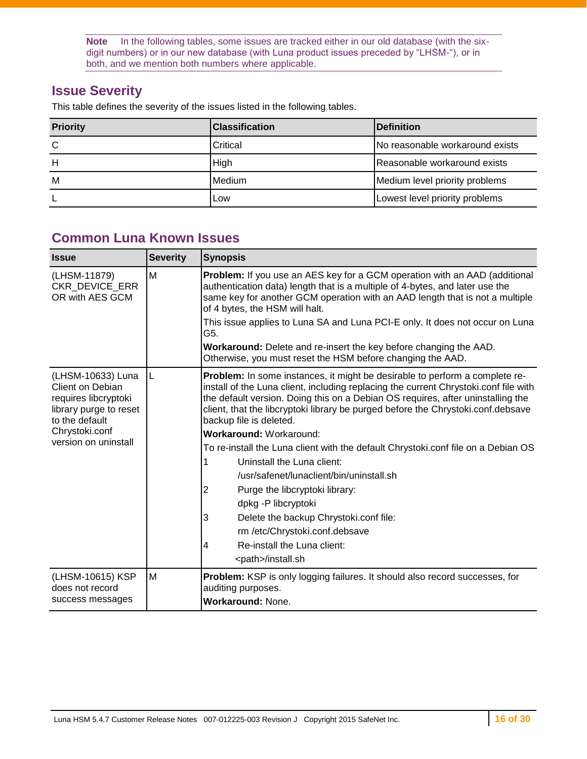> **Note** In the following tables, some issues are tracked either in our old database (with the six-digit numbers) or in our new database (with Luna product issues preceded by "LHSM-"), or in both, and we mention both numbers where applicable.

## Issue Severity

This table defines the severity of the issues listed in the following tables.

| Priority | Classification | Definition |
|---|---|---|
| C | Critical | No reasonable workaround exists |
| H | High | Reasonable workaround exists |
| M | Medium | Medium level priority problems |
| L | Low | Lowest level priority problems |

## Common Luna Known Issues

| Issue | Severity | Synopsis |
|---|---|---|
| (LHSM-11879) CKR_DEVICE_ERROR with AES GCM | M | **Problem:** If you use an AES key for a GCM operation with an AAD (additional authentication data) length that is a multiple of 4-bytes, and later use the same key for another GCM operation with an AAD length that is not a multiple of 4 bytes, the HSM will halt.<br>This issue applies to Luna SA and Luna PCI-E only. It does not occur on Luna G5.<br>**Workaround:** Delete and re-insert the key before changing the AAD. Otherwise, you must reset the HSM before changing the AAD. |
| (LHSM-10633) Luna Client on Debian requires libcryptoki library purge to reset to the default Chrystoki.conf version on uninstall | L | **Problem:** In some instances, it might be desirable to perform a complete re-install of the Luna client, including replacing the current Chrystoki.conf file with the default version. Doing this on a Debian OS requires, after uninstalling the client, that the libcryptoki library be purged before the Chrystoki.conf.debsave backup file is deleted.<br>**Workaround:** Workaround:<br>To re-install the Luna client with the default Chrystoki.conf file on a Debian OS<br>1 Uninstall the Luna client:<br>/usr/safenet/lunaclient/bin/uninstall.sh<br>2 Purge the libcryptoki library:<br>dpkg -P libcryptoki<br>3 Delete the backup Chrystoki.conf file:<br>rm /etc/Chrystoki.conf.debsave<br>4 Re-install the Luna client:<br><path>/install.sh |
| (LHSM-10615) KSP does not record success messages | M | **Problem:** KSP is only logging failures. It should also record successes, for auditing purposes.<br>**Workaround:** None. |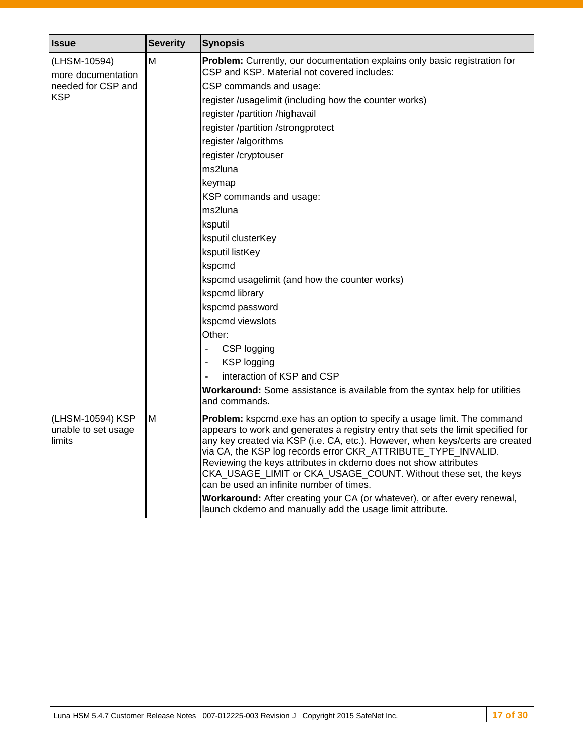| Issue | Severity | Synopsis |
|---|---|---|
| (LHSM-10594) more documentation needed for CSP and KSP | M | **Problem:** Currently, our documentation explains only basic registration for CSP and KSP. Material not covered includes:<br>CSP commands and usage:<br>register /usagelimit (including how the counter works)<br>register /partition /highavail<br>register /partition /strongprotect<br>register /algorithms<br>register /cryptouser<br>ms2luna<br>keymap<br>KSP commands and usage:<br>ms2luna<br>ksputil<br>ksputil clusterKey<br>ksputil listKey<br>kspcmd<br>kspcmd usagelimit (and how the counter works)<br>kspcmd library<br>kspcmd password<br>kspcmd viewslots<br>Other:<br>- CSP logging<br>- KSP logging<br>- interaction of KSP and CSP<br>**Workaround:** Some assistance is available from the syntax help for utilities and commands. |
| (LHSM-10594) KSP unable to set usage limits | M | **Problem:** kspcmd.exe has an option to specify a usage limit. The command appears to work and generates a registry entry that sets the limit specified for any key created via KSP (i.e. CA, etc.). However, when keys/certs are created via CA, the KSP log records error CKR_ATTRIBUTE_TYPE_INVALID. Reviewing the keys attributes in ckdemo does not show attributes CKA_USAGE_LIMIT or CKA_USAGE_COUNT. Without these set, the keys can be used an infinite number of times.<br>**Workaround:** After creating your CA (or whatever), or after every renewal, launch ckdemo and manually add the usage limit attribute. |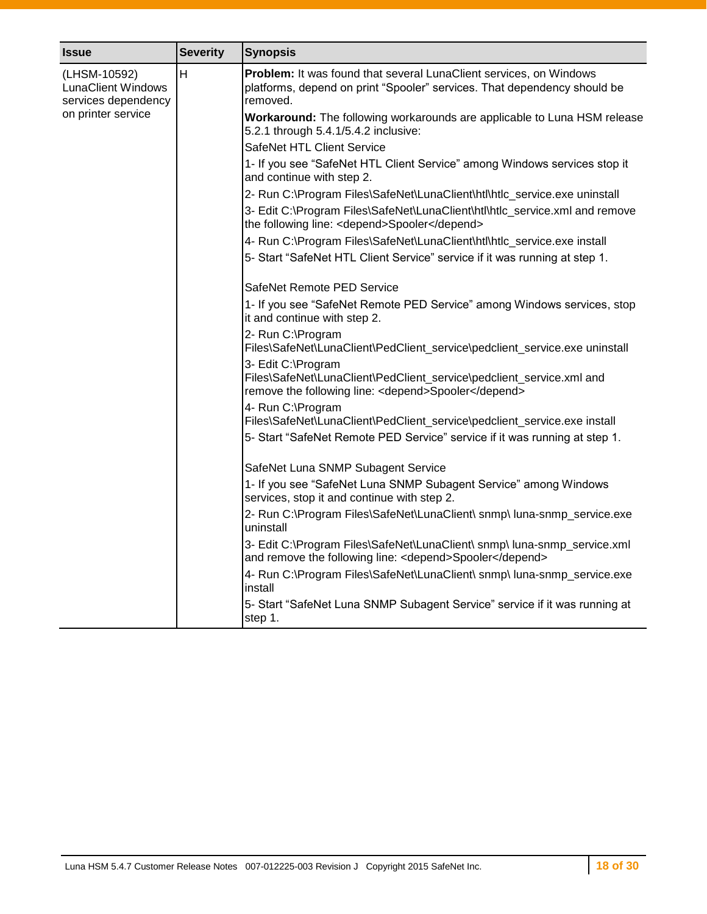| Issue | Severity | Synopsis |
|---|---|---|
| (LHSM-10592) LunaClient Windows services dependency on printer service | H | **Problem:** It was found that several LunaClient services, on Windows platforms, depend on print “Spooler” services. That dependency should be removed.<br><br>**Workaround:** The following workarounds are applicable to Luna HSM release 5.2.1 through 5.4.1/5.4.2 inclusive:<br><br>SafeNet HTL Client Service<br><br>1- If you see “SafeNet HTL Client Service” among Windows services stop it and continue with step 2.<br><br>2- Run C:\Program Files\SafeNet\LunaClient\htl\htlc_service.exe uninstall<br><br>3- Edit C:\Program Files\SafeNet\LunaClient\htl\htlc_service.xml and remove the following line: <depend>Spooler</depend><br><br>4- Run C:\Program Files\SafeNet\LunaClient\htl\htlc_service.exe install<br><br>5- Start “SafeNet HTL Client Service” service if it was running at step 1.<br><br>SafeNet Remote PED Service<br><br>1- If you see “SafeNet Remote PED Service” among Windows services, stop it and continue with step 2.<br><br>2- Run C:\Program Files\SafeNet\LunaClient\PedClient_service\pedclient_service.exe uninstall<br><br>3- Edit C:\Program Files\SafeNet\LunaClient\PedClient_service\pedclient_service.xml and remove the following line: <depend>Spooler</depend><br><br>4- Run C:\Program Files\SafeNet\LunaClient\PedClient_service\pedclient_service.exe install<br><br>5- Start “SafeNet Remote PED Service” service if it was running at step 1.<br><br>SafeNet Luna SNMP Subagent Service<br><br>1- If you see “SafeNet Luna SNMP Subagent Service” among Windows services, stop it and continue with step 2.<br><br>2- Run C:\Program Files\SafeNet\LunaClient\ snmp\ luna-snmp_service.exe uninstall<br><br>3- Edit C:\Program Files\SafeNet\LunaClient\ snmp\ luna-snmp_service.xml and remove the following line: <depend>Spooler</depend><br><br>4- Run C:\Program Files\SafeNet\LunaClient\ snmp\ luna-snmp_service.exe install<br><br>5- Start “SafeNet Luna SNMP Subagent Service” service if it was running at step 1. |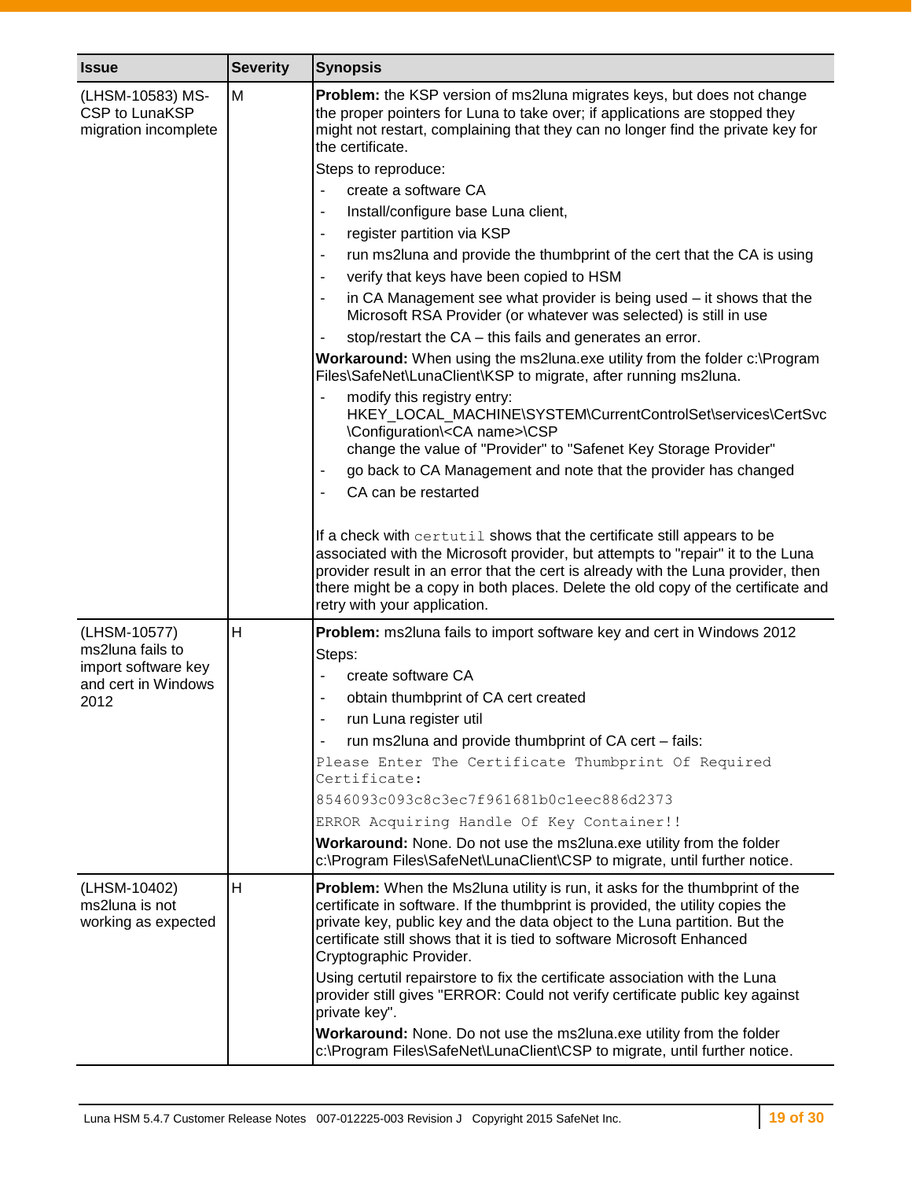| Issue | Severity | Synopsis |
|---|---|---|
| (LHSM-10583) MS-CSP to LunaKSP migration incomplete | M | **Problem:** the KSP version of ms2luna migrates keys, but does not change the proper pointers for Luna to take over; if applications are stopped they might not restart, complaining that they can no longer find the private key for the certificate.<br>Steps to reproduce:<br>- create a software CA<br>- Install/configure base Luna client,<br>- register partition via KSP<br>- run ms2luna and provide the thumbprint of the cert that the CA is using<br>- verify that keys have been copied to HSM<br>- in CA Management see what provider is being used – it shows that the Microsoft RSA Provider (or whatever was selected) is still in use<br>- stop/restart the CA – this fails and generates an error.<br>**Workaround:** When using the ms2luna.exe utility from the folder c:\Program Files\SafeNet\LunaClient\KSP to migrate, after running ms2luna.<br>- modify this registry entry: HKEY_LOCAL_MACHINE\SYSTEM\CurrentControlSet\services\CertSvc\Configuration\<CA name>\CSP change the value of "Provider" to "Safenet Key Storage Provider"<br>- go back to CA Management and note that the provider has changed<br>- CA can be restarted<br><br>If a check with `certutil` shows that the certificate still appears to be associated with the Microsoft provider, but attempts to "repair" it to the Luna provider result in an error that the cert is already with the Luna provider, then there might be a copy in both places. Delete the old copy of the certificate and retry with your application. |
| (LHSM-10577) ms2luna fails to import software key and cert in Windows 2012 | H | **Problem:** ms2luna fails to import software key and cert in Windows 2012<br>Steps:<br>- create software CA<br>- obtain thumbprint of CA cert created<br>- run Luna register util<br>- run ms2luna and provide thumbprint of CA cert – fails:<br>`Please Enter The Certificate Thumbprint Of Required Certificate:`<br>`8546093c093c8c3ec7f961681b0c1eec886d2373`<br>`ERROR Acquiring Handle Of Key Container!!`<br>**Workaround:** None. Do not use the ms2luna.exe utility from the folder c:\Program Files\SafeNet\LunaClient\CSP to migrate, until further notice. |
| (LHSM-10402) ms2luna is not working as expected | H | **Problem:** When the Ms2luna utility is run, it asks for the thumbprint of the certificate in software. If the thumbprint is provided, the utility copies the private key, public key and the data object to the Luna partition. But the certificate still shows that it is tied to software Microsoft Enhanced Cryptographic Provider.<br>Using certutil repairstore to fix the certificate association with the Luna provider still gives "ERROR: Could not verify certificate public key against private key".<br>**Workaround:** None. Do not use the ms2luna.exe utility from the folder c:\Program Files\SafeNet\LunaClient\CSP to migrate, until further notice. |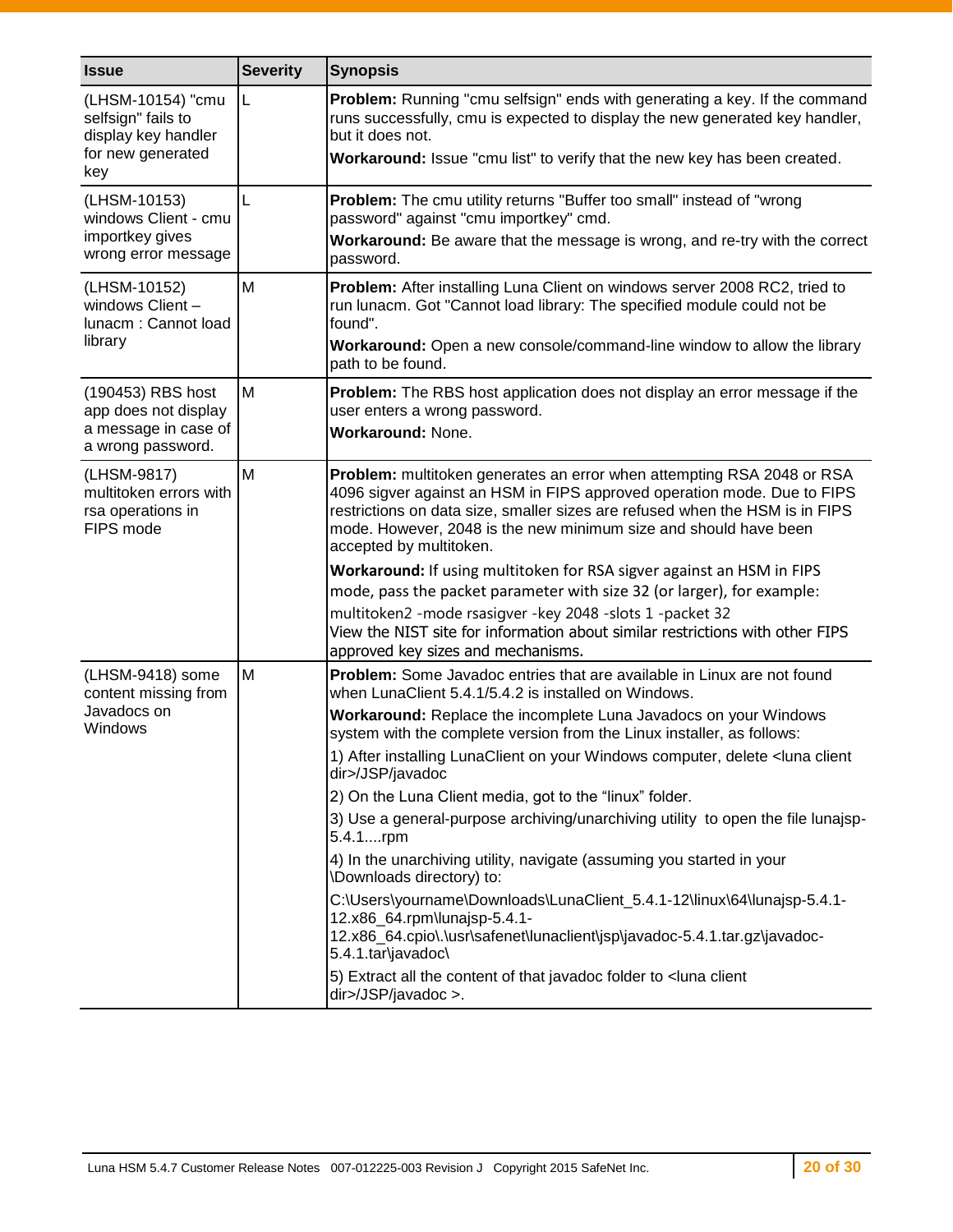| Issue | Severity | Synopsis |
|---|---|---|
| (LHSM-10154) "cmu selfsign" fails to display key handler for new generated key | L | **Problem:** Running "cmu selfsign" ends with generating a key. If the command runs successfully, cmu is expected to display the new generated key handler, but it does not.<br>**Workaround:** Issue "cmu list" to verify that the new key has been created. |
| (LHSM-10153) windows Client - cmu importkey gives wrong error message | L | **Problem:** The cmu utility returns "Buffer too small" instead of "wrong password" against "cmu importkey" cmd.<br>**Workaround:** Be aware that the message is wrong, and re-try with the correct password. |
| (LHSM-10152) windows Client – lunacm : Cannot load library | M | **Problem:** After installing Luna Client on windows server 2008 RC2, tried to run lunacm. Got "Cannot load library: The specified module could not be found".<br>**Workaround:** Open a new console/command-line window to allow the library path to be found. |
| (190453) RBS host app does not display a message in case of a wrong password. | M | **Problem:** The RBS host application does not display an error message if the user enters a wrong password.<br>**Workaround:** None. |
| (LHSM-9817) multitoken errors with rsa operations in FIPS mode | M | **Problem:** multitoken generates an error when attempting RSA 2048 or RSA 4096 sigver against an HSM in FIPS approved operation mode. Due to FIPS restrictions on data size, smaller sizes are refused when the HSM is in FIPS mode. However, 2048 is the new minimum size and should have been accepted by multitoken.<br>**Workaround:** If using multitoken for RSA sigver against an HSM in FIPS mode, pass the packet parameter with size 32 (or larger), for example:<br>multitoken2 -mode rsasigver -key 2048 -slots 1 -packet 32<br>View the NIST site for information about similar restrictions with other FIPS approved key sizes and mechanisms. |
| (LHSM-9418) some content missing from Javadocs on Windows | M | **Problem:** Some Javadoc entries that are available in Linux are not found when LunaClient 5.4.1/5.4.2 is installed on Windows.<br>**Workaround:** Replace the incomplete Luna Javadocs on your Windows system with the complete version from the Linux installer, as follows:<br>1) After installing LunaClient on your Windows computer, delete <luna client dir>/JSP/javadoc<br>2) On the Luna Client media, got to the “linux” folder.<br>3) Use a general-purpose archiving/unarchiving utility to open the file lunajsp-5.4.1....rpm<br>4) In the unarchiving utility, navigate (assuming you started in your \Downloads directory) to:<br>C:\Users\yourname\Downloads\LunaClient_5.4.1-12\linux\64\lunajsp-5.4.1-12.x86_64.rpm\lunajsp-5.4.1-12.x86_64.cpio\.\usr\safenet\lunaclient\jsp\javadoc-5.4.1.tar.gz\javadoc-5.4.1.tar\javadoc\<br>5) Extract all the content of that javadoc folder to <luna client dir>/JSP/javadoc >. |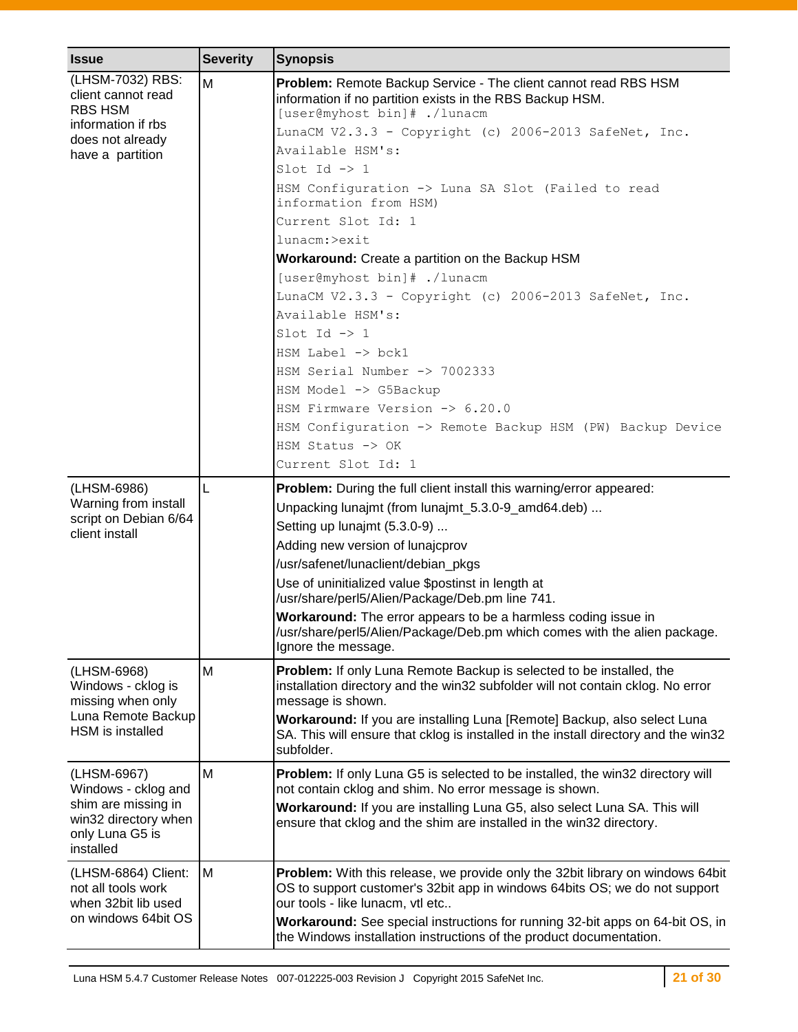| Issue | Severity | Synopsis |
|---|---|---|
| (LHSM-7032) RBS: client cannot read RBS HSM information if rbs does not already have a partition | M | **Problem:** Remote Backup Service - The client cannot read RBS HSM information if no partition exists in the RBS Backup HSM.<br>`[user@myhost bin]# ./lunacm`<br>`LunaCM V2.3.3 - Copyright (c) 2006-2013 SafeNet, Inc.`<br>`Available HSM's:`<br>`Slot Id -> 1`<br>`HSM Configuration -> Luna SA Slot (Failed to read information from HSM)`<br>`Current Slot Id: 1`<br>`lunacm:>exit`<br>**Workaround:** Create a partition on the Backup HSM<br>`[user@myhost bin]# ./lunacm`<br>`LunaCM V2.3.3 - Copyright (c) 2006-2013 SafeNet, Inc.`<br>`Available HSM's:`<br>`Slot Id -> 1`<br>`HSM Label -> bck1`<br>`HSM Serial Number -> 7002333`<br>`HSM Model -> G5Backup`<br>`HSM Firmware Version -> 6.20.0`<br>`HSM Configuration -> Remote Backup HSM (PW) Backup Device`<br>`HSM Status -> OK`<br>`Current Slot Id: 1` |
| (LHSM-6986) Warning from install script on Debian 6/64 client install | L | **Problem:** During the full client install this warning/error appeared:<br>Unpacking lunajmt (from lunajmt_5.3.0-9_amd64.deb) ...<br>Setting up lunajmt (5.3.0-9) ...<br>Adding new version of lunajcprov<br>/usr/safenet/lunaclient/debian_pkgs<br>Use of uninitialized value $postinst in length at /usr/share/perl5/Alien/Package/Deb.pm line 741.<br>**Workaround:** The error appears to be a harmless coding issue in /usr/share/perl5/Alien/Package/Deb.pm which comes with the alien package. Ignore the message. |
| (LHSM-6968) Windows - cklog is missing when only Luna Remote Backup HSM is installed | M | **Problem:** If only Luna Remote Backup is selected to be installed, the installation directory and the win32 subfolder will not contain cklog. No error message is shown.<br>**Workaround:** If you are installing Luna [Remote] Backup, also select Luna SA. This will ensure that cklog is installed in the install directory and the win32 subfolder. |
| (LHSM-6967) Windows - cklog and shim are missing in win32 directory when only Luna G5 is installed | M | **Problem:** If only Luna G5 is selected to be installed, the win32 directory will not contain cklog and shim. No error message is shown.<br>**Workaround:** If you are installing Luna G5, also select Luna SA. This will ensure that cklog and the shim are installed in the win32 directory. |
| (LHSM-6864) Client: not all tools work when 32bit lib used on windows 64bit OS | M | **Problem:** With this release, we provide only the 32bit library on windows 64bit OS to support customer's 32bit app in windows 64bits OS; we do not support our tools - like lunacm, vtl etc..<br>**Workaround:** See special instructions for running 32-bit apps on 64-bit OS, in the Windows installation instructions of the product documentation. |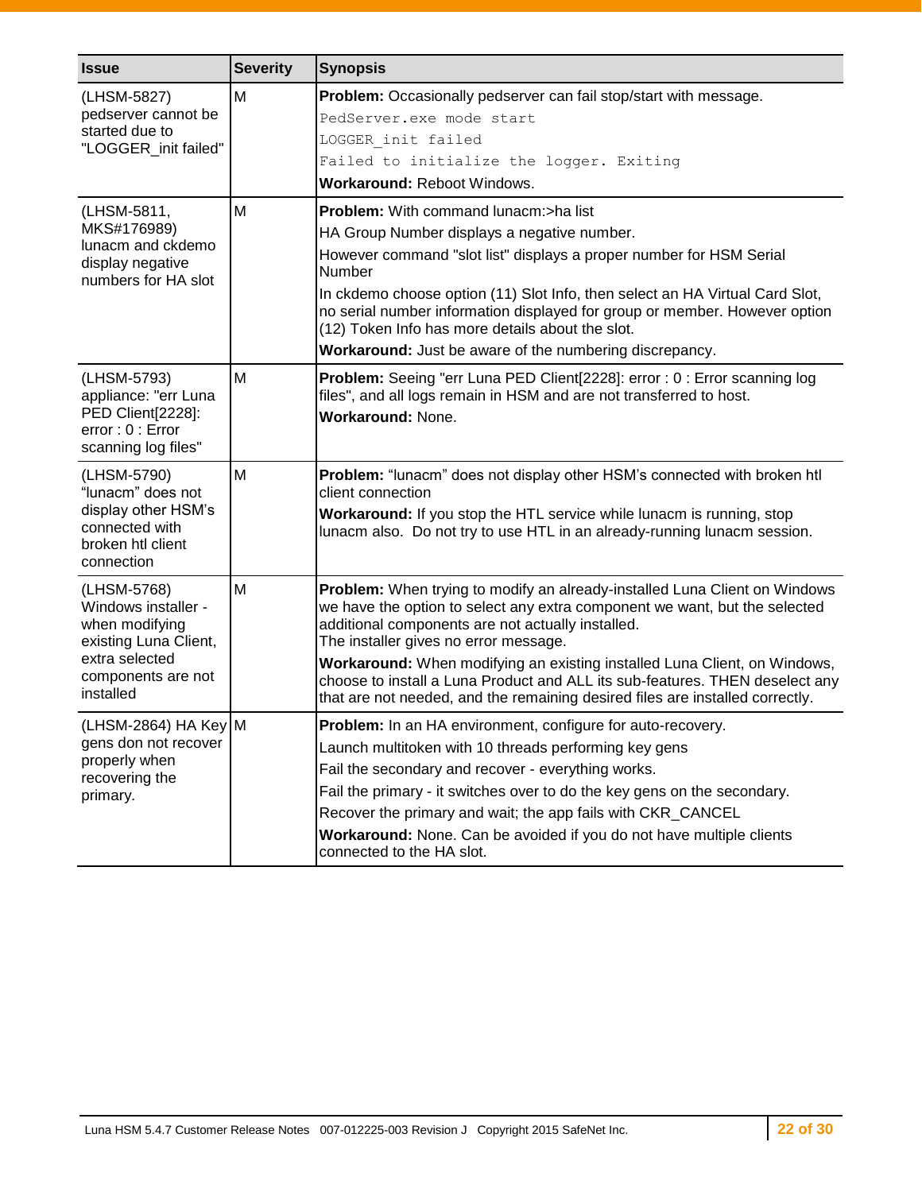| Issue | Severity | Synopsis |
|---|---|---|
| (LHSM-5827) pedserver cannot be started due to "LOGGER_init failed" | M | **Problem:** Occasionally pedserver can fail stop/start with message.<br>`PedServer.exe mode start`<br>`LOGGER_init failed`<br>`Failed to initialize the logger. Exiting`<br>**Workaround:** Reboot Windows. |
| (LHSM-5811, MKS#176989) lunacm and ckdemo display negative numbers for HA slot | M | **Problem:** With command lunacm:>ha list<br>HA Group Number displays a negative number.<br>However command "slot list" displays a proper number for HSM Serial Number<br>In ckdemo choose option (11) Slot Info, then select an HA Virtual Card Slot, no serial number information displayed for group or member. However option (12) Token Info has more details about the slot.<br>**Workaround:** Just be aware of the numbering discrepancy. |
| (LHSM-5793) appliance: "err Luna PED Client[2228]: error : 0 : Error scanning log files" | M | **Problem:** Seeing "err Luna PED Client[2228]: error : 0 : Error scanning log files", and all logs remain in HSM and are not transferred to host.<br>**Workaround:** None. |
| (LHSM-5790) “lunacm” does not display other HSM’s connected with broken htl client connection | M | **Problem:** “lunacm” does not display other HSM’s connected with broken htl client connection<br>**Workaround:** If you stop the HTL service while lunacm is running, stop lunacm also. Do not try to use HTL in an already-running lunacm session. |
| (LHSM-5768) Windows installer - when modifying existing Luna Client, extra selected components are not installed | M | **Problem:** When trying to modify an already-installed Luna Client on Windows we have the option to select any extra component we want, but the selected additional components are not actually installed.<br>The installer gives no error message.<br>**Workaround:** When modifying an existing installed Luna Client, on Windows, choose to install a Luna Product and ALL its sub-features. THEN deselect any that are not needed, and the remaining desired files are installed correctly. |
| (LHSM-2864) HA Key gens don not recover properly when recovering the primary. | M | **Problem:** In an HA environment, configure for auto-recovery.<br>Launch multitoken with 10 threads performing key gens<br>Fail the secondary and recover - everything works.<br>Fail the primary - it switches over to do the key gens on the secondary.<br>Recover the primary and wait; the app fails with CKR_CANCEL<br>**Workaround:** None. Can be avoided if you do not have multiple clients connected to the HA slot. |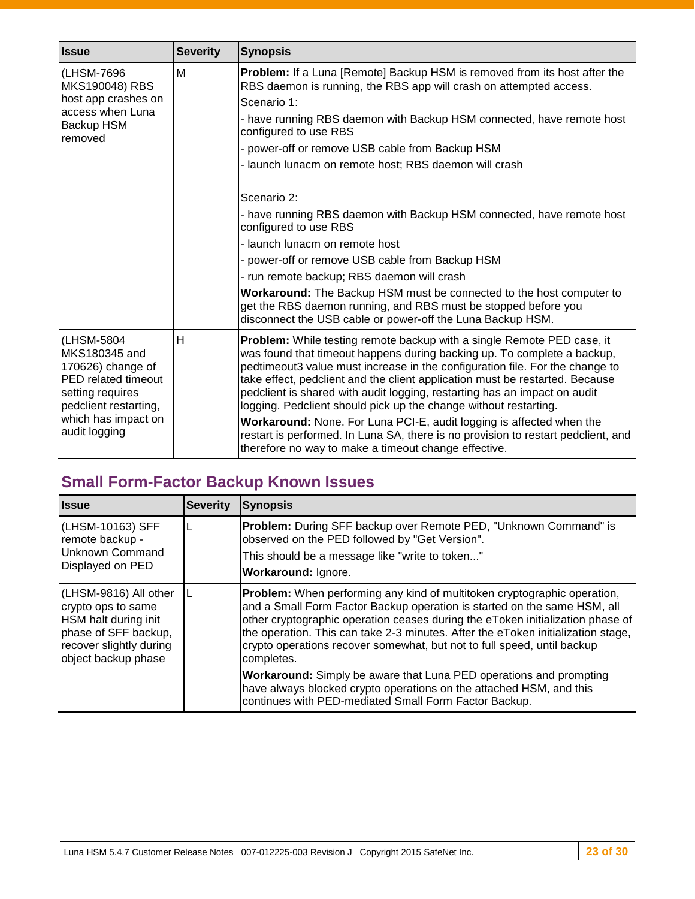| Issue | Severity | Synopsis |
| --- | --- | --- |
| (LHSM-7696 MKS190048) RBS host app crashes on access when Luna Backup HSM removed | M | **Problem:** If a Luna [Remote] Backup HSM is removed from its host after the RBS daemon is running, the RBS app will crash on attempted access.<br>Scenario 1:<br>- have running RBS daemon with Backup HSM connected, have remote host configured to use RBS<br>- power-off or remove USB cable from Backup HSM<br>- launch lunacm on remote host; RBS daemon will crash<br><br>Scenario 2:<br>- have running RBS daemon with Backup HSM connected, have remote host configured to use RBS<br>- launch lunacm on remote host<br>- power-off or remove USB cable from Backup HSM<br>- run remote backup; RBS daemon will crash<br>**Workaround:** The Backup HSM must be connected to the host computer to get the RBS daemon running, and RBS must be stopped before you disconnect the USB cable or power-off the Luna Backup HSM. |
| (LHSM-5804 MKS180345 and 170626) change of PED related timeout setting requires pedclient restarting, which has impact on audit logging | H | **Problem:** While testing remote backup with a single Remote PED case, it was found that timeout happens during backing up. To complete a backup, pedtimeout3 value must increase in the configuration file. For the change to take effect, pedclient and the client application must be restarted. Because pedclient is shared with audit logging, restarting has an impact on audit logging. Pedclient should pick up the change without restarting.<br>**Workaround:** None. For Luna PCI-E, audit logging is affected when the restart is performed. In Luna SA, there is no provision to restart pedclient, and therefore no way to make a timeout change effective. |

## Small Form-Factor Backup Known Issues

| Issue | Severity | Synopsis |
| --- | --- | --- |
| (LHSM-10163) SFF remote backup - Unknown Command Displayed on PED | L | **Problem:** During SFF backup over Remote PED, "Unknown Command" is observed on the PED followed by "Get Version".<br>This should be a message like "write to token..."<br>**Workaround:** Ignore. |
| (LHSM-9816) All other crypto ops to same HSM halt during init phase of SFF backup, recover slightly during object backup phase | L | **Problem:** When performing any kind of multitoken cryptographic operation, and a Small Form Factor Backup operation is started on the same HSM, all other cryptographic operation ceases during the eToken initialization phase of the operation. This can take 2-3 minutes. After the eToken initialization stage, crypto operations recover somewhat, but not to full speed, until backup completes.<br>**Workaround:** Simply be aware that Luna PED operations and prompting have always blocked crypto operations on the attached HSM, and this continues with PED-mediated Small Form Factor Backup. |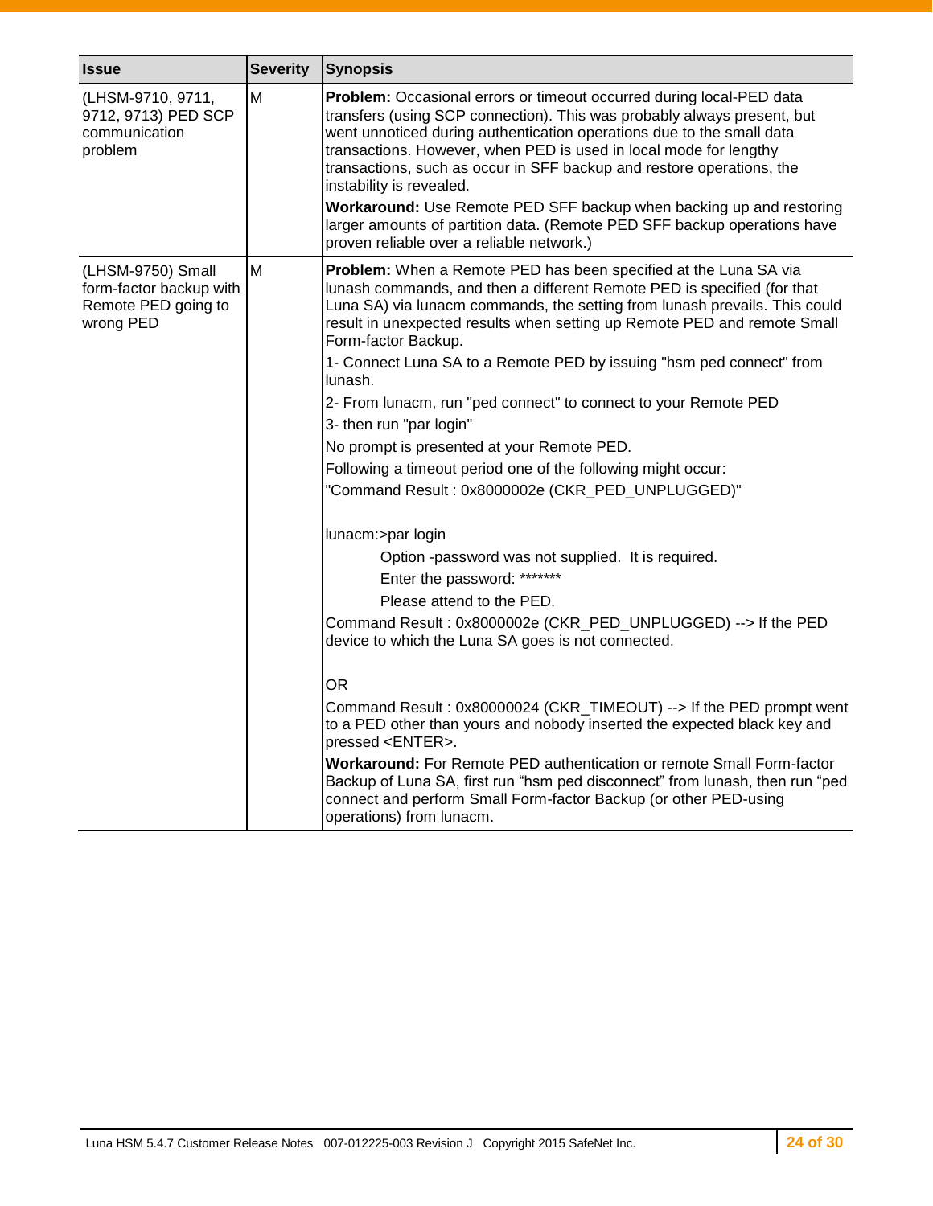| Issue | Severity | Synopsis |
|---|---|---|
| (LHSM-9710, 9711, 9712, 9713) PED SCP communication problem | M | **Problem:** Occasional errors or timeout occurred during local-PED data transfers (using SCP connection). This was probably always present, but went unnoticed during authentication operations due to the small data transactions. However, when PED is used in local mode for lengthy transactions, such as occur in SFF backup and restore operations, the instability is revealed.<br>**Workaround:** Use Remote PED SFF backup when backing up and restoring larger amounts of partition data. (Remote PED SFF backup operations have proven reliable over a reliable network.) |
| (LHSM-9750) Small form-factor backup with Remote PED going to wrong PED | M | **Problem:** When a Remote PED has been specified at the Luna SA via lunash commands, and then a different Remote PED is specified (for that Luna SA) via lunacm commands, the setting from lunash prevails. This could result in unexpected results when setting up Remote PED and remote Small Form-factor Backup.<br>1- Connect Luna SA to a Remote PED by issuing "hsm ped connect" from lunash.<br>2- From lunacm, run "ped connect" to connect to your Remote PED<br>3- then run "par login"<br>No prompt is presented at your Remote PED.<br>Following a timeout period one of the following might occur:<br>"Command Result : 0x8000002e (CKR_PED_UNPLUGGED)"<br><br>lunacm:>par login<br>&nbsp;&nbsp;&nbsp;&nbsp;Option -password was not supplied. It is required.<br>&nbsp;&nbsp;&nbsp;&nbsp;Enter the password: *******<br>&nbsp;&nbsp;&nbsp;&nbsp;Please attend to the PED.<br>Command Result : 0x8000002e (CKR_PED_UNPLUGGED) --> If the PED device to which the Luna SA goes is not connected.<br><br>OR<br>Command Result : 0x80000024 (CKR_TIMEOUT) --> If the PED prompt went to a PED other than yours and nobody inserted the expected black key and pressed <ENTER>.<br>**Workaround:** For Remote PED authentication or remote Small Form-factor Backup of Luna SA, first run “hsm ped disconnect” from lunash, then run “ped connect and perform Small Form-factor Backup (or other PED-using operations) from lunacm. |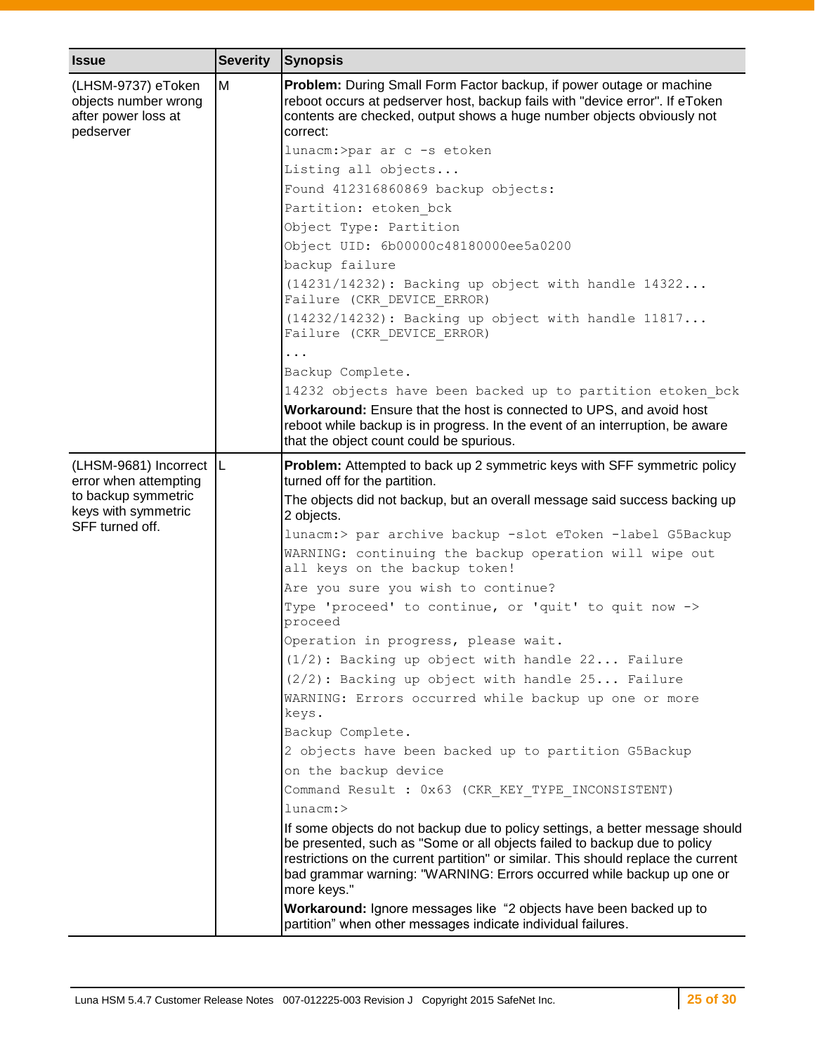| Issue | Severity | Synopsis |
|---|---|---|
| (LHSM-9737) eToken objects number wrong after power loss at pedserver | M | **Problem:** During Small Form Factor backup, if power outage or machine reboot occurs at pedserver host, backup fails with "device error". If eToken contents are checked, output shows a huge number objects obviously not correct:<br>`lunacm:>par ar c -s etoken`<br>`Listing all objects...`<br>`Found 412316860869 backup objects:`<br>`Partition: etoken_bck`<br>`Object Type: Partition`<br>`Object UID: 6b00000c48180000ee5a0200`<br>`backup failure`<br>`(14231/14232): Backing up object with handle 14322... Failure (CKR_DEVICE_ERROR)`<br>`(14232/14232): Backing up object with handle 11817... Failure (CKR_DEVICE_ERROR)`<br>`...`<br>`Backup Complete.`<br>`14232 objects have been backed up to partition etoken_bck`<br>**Workaround:** Ensure that the host is connected to UPS, and avoid host reboot while backup is in progress. In the event of an interruption, be aware that the object count could be spurious. |
| (LHSM-9681) Incorrect error when attempting to backup symmetric keys with symmetric SFF turned off. | L | **Problem:** Attempted to back up 2 symmetric keys with SFF symmetric policy turned off for the partition.<br>The objects did not backup, but an overall message said success backing up 2 objects.<br>`lunacm:> par archive backup -slot eToken -label G5Backup`<br>`WARNING: continuing the backup operation will wipe out all keys on the backup token!`<br>`Are you sure you wish to continue?`<br>`Type 'proceed' to continue, or 'quit' to quit now -> proceed`<br>`Operation in progress, please wait.`<br>`(1/2): Backing up object with handle 22... Failure`<br>`(2/2): Backing up object with handle 25... Failure`<br>`WARNING: Errors occurred while backup up one or more keys.`<br>`Backup Complete.`<br>`2 objects have been backed up to partition G5Backup on the backup device`<br>`Command Result : 0x63 (CKR_KEY_TYPE_INCONSISTENT)`<br>`lunacm:>`<br>If some objects do not backup due to policy settings, a better message should be presented, such as "Some or all objects failed to backup due to policy restrictions on the current partition" or similar. This should replace the current bad grammar warning: "WARNING: Errors occurred while backup up one or more keys."<br>**Workaround:** Ignore messages like "2 objects have been backed up to partition" when other messages indicate individual failures. |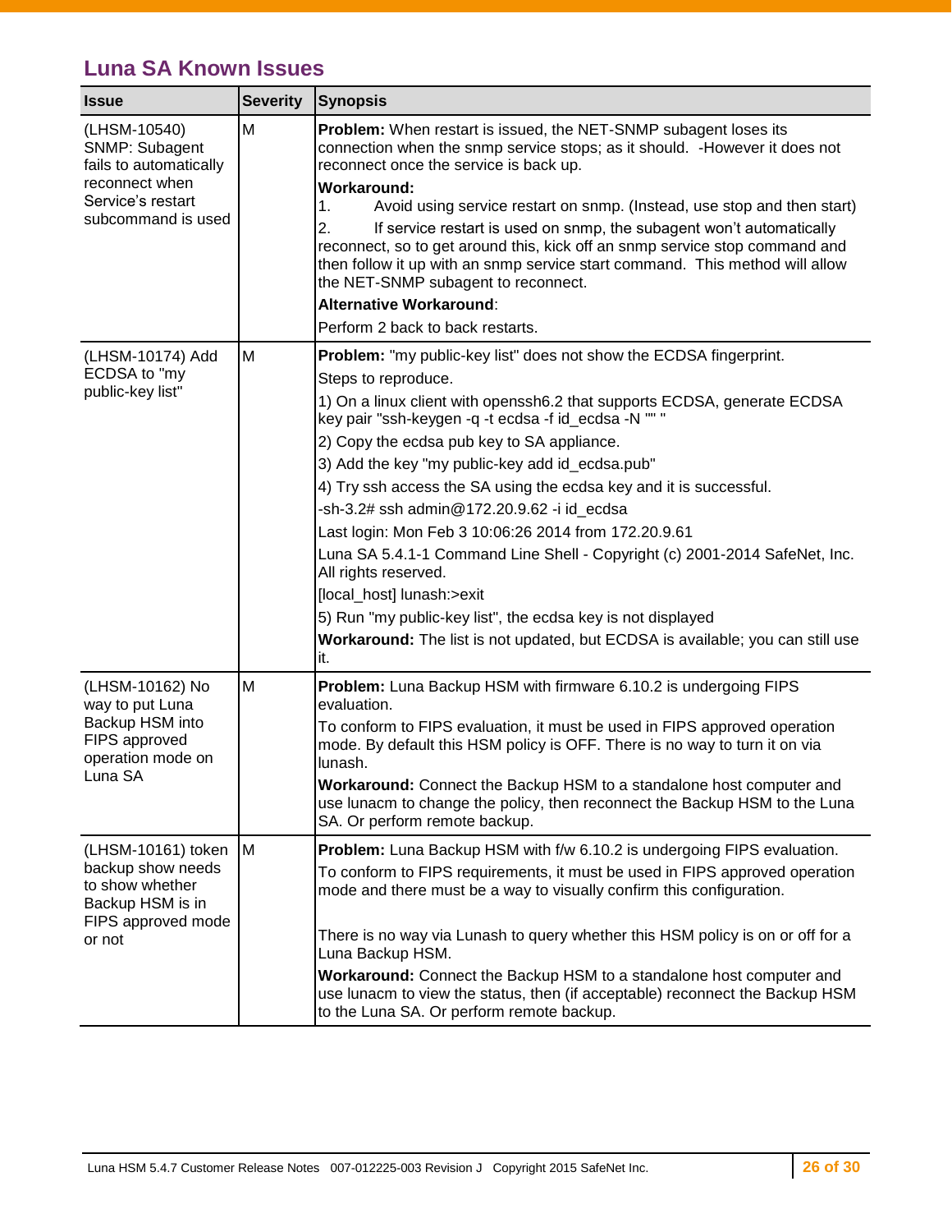## Luna SA Known Issues

| Issue | Severity | Synopsis |
|---|---|---|
| (LHSM-10540) SNMP: Subagent fails to automatically reconnect when Service's restart subcommand is used | M | **Problem:** When restart is issued, the NET-SNMP subagent loses its connection when the snmp service stops; as it should. -However it does not reconnect once the service is back up.<br>**Workaround:**<br>1. Avoid using service restart on snmp. (Instead, use stop and then start)<br>2. If service restart is used on snmp, the subagent won't automatically reconnect, so to get around this, kick off an snmp service stop command and then follow it up with an snmp service start command. This method will allow the NET-SNMP subagent to reconnect.<br>**Alternative Workaround**:<br>Perform 2 back to back restarts. |
| (LHSM-10174) Add ECDSA to "my public-key list" | M | **Problem:** "my public-key list" does not show the ECDSA fingerprint.<br>Steps to reproduce.<br>1) On a linux client with openssh6.2 that supports ECDSA, generate ECDSA key pair "ssh-keygen -q -t ecdsa -f id_ecdsa -N "" "<br>2) Copy the ecdsa pub key to SA appliance.<br>3) Add the key "my public-key add id_ecdsa.pub"<br>4) Try ssh access the SA using the ecdsa key and it is successful.<br>-sh-3.2# ssh admin@172.20.9.62 -i id_ecdsa<br>Last login: Mon Feb 3 10:06:26 2014 from 172.20.9.61<br>Luna SA 5.4.1-1 Command Line Shell - Copyright (c) 2001-2014 SafeNet, Inc. All rights reserved.<br>[local_host] lunash:>exit<br>5) Run "my public-key list", the ecdsa key is not displayed<br>**Workaround:** The list is not updated, but ECDSA is available; you can still use it. |
| (LHSM-10162) No way to put Luna Backup HSM into FIPS approved operation mode on Luna SA | M | **Problem:** Luna Backup HSM with firmware 6.10.2 is undergoing FIPS evaluation.<br>To conform to FIPS evaluation, it must be used in FIPS approved operation mode. By default this HSM policy is OFF. There is no way to turn it on via lunash.<br>**Workaround:** Connect the Backup HSM to a standalone host computer and use lunacm to change the policy, then reconnect the Backup HSM to the Luna SA. Or perform remote backup. |
| (LHSM-10161) token backup show needs to show whether Backup HSM is in FIPS approved mode or not | M | **Problem:** Luna Backup HSM with f/w 6.10.2 is undergoing FIPS evaluation.<br>To conform to FIPS requirements, it must be used in FIPS approved operation mode and there must be a way to visually confirm this configuration.<br><br>There is no way via Lunash to query whether this HSM policy is on or off for a Luna Backup HSM.<br>**Workaround:** Connect the Backup HSM to a standalone host computer and use lunacm to view the status, then (if acceptable) reconnect the Backup HSM to the Luna SA. Or perform remote backup. |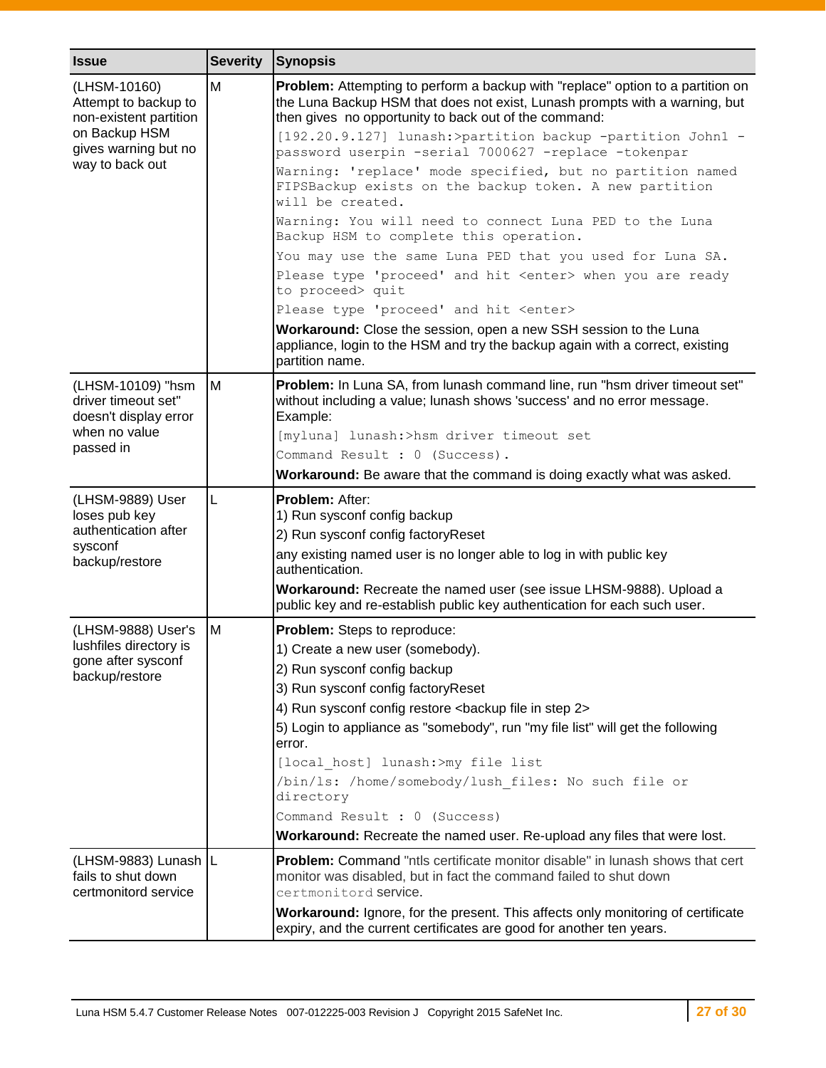| Issue | Severity | Synopsis |
|---|---|---|
| (LHSM-10160) Attempt to backup to non-existent partition on Backup HSM gives warning but no way to back out | M | **Problem:** Attempting to perform a backup with "replace" option to a partition on the Luna Backup HSM that does not exist, Lunash prompts with a warning, but then gives no opportunity to back out of the command:<br>`[192.20.9.127] lunash:>partition backup -partition John1 -password userpin -serial 7000627 -replace -tokenpar`<br>`Warning: 'replace' mode specified, but no partition named FIPSBackup exists on the backup token. A new partition will be created.`<br>`Warning: You will need to connect Luna PED to the Luna Backup HSM to complete this operation.`<br>`You may use the same Luna PED that you used for Luna SA.`<br>`Please type 'proceed' and hit <enter> when you are ready to proceed> quit`<br>`Please type 'proceed' and hit <enter>`<br>**Workaround:** Close the session, open a new SSH session to the Luna appliance, login to the HSM and try the backup again with a correct, existing partition name. |
| (LHSM-10109) "hsm driver timeout set" doesn't display error when no value passed in | M | **Problem:** In Luna SA, from lunash command line, run "hsm driver timeout set" without including a value; lunash shows 'success' and no error message. Example:<br>`[myluna] lunash:>hsm driver timeout set`<br>`Command Result : 0 (Success).`<br>**Workaround:** Be aware that the command is doing exactly what was asked. |
| (LHSM-9889) User loses pub key authentication after sysconf backup/restore | L | **Problem:** After:<br>1) Run sysconf config backup<br>2) Run sysconf config factoryReset<br>any existing named user is no longer able to log in with public key authentication.<br>**Workaround:** Recreate the named user (see issue LHSM-9888). Upload a public key and re-establish public key authentication for each such user. |
| (LHSM-9888) User's lushfiles directory is gone after sysconf backup/restore | M | **Problem:** Steps to reproduce:<br>1) Create a new user (somebody).<br>2) Run sysconf config backup<br>3) Run sysconf config factoryReset<br>4) Run sysconf config restore <backup file in step 2><br>5) Login to appliance as "somebody", run "my file list" will get the following error.<br>`[local_host] lunash:>my file list`<br>`/bin/ls: /home/somebody/lush_files: No such file or directory`<br>`Command Result : 0 (Success)`<br>**Workaround:** Recreate the named user. Re-upload any files that were lost. |
| (LHSM-9883) Lunash fails to shut down certmonitord service | L | **Problem:** Command "ntls certificate monitor disable" in lunash shows that cert monitor was disabled, but in fact the command failed to shut down `certmonitord` service.<br>**Workaround:** Ignore, for the present. This affects only monitoring of certificate expiry, and the current certificates are good for another ten years. |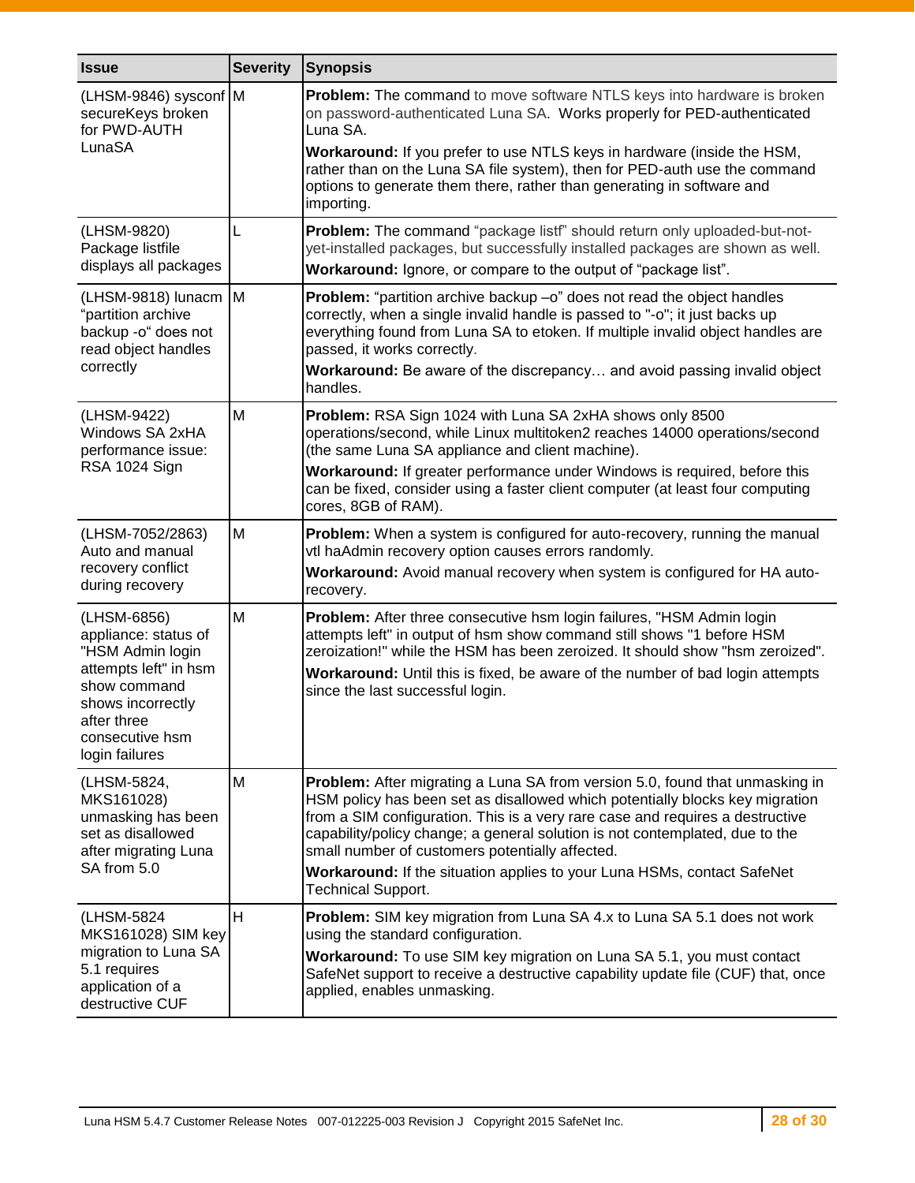| Issue | Severity | Synopsis |
| --- | --- | --- |
| (LHSM-9846) sysconf secureKeys broken for PWD-AUTH LunaSA | M | **Problem:** The command to move software NTLS keys into hardware is broken on password-authenticated Luna SA. Works properly for PED-authenticated Luna SA.<br>**Workaround:** If you prefer to use NTLS keys in hardware (inside the HSM, rather than on the Luna SA file system), then for PED-auth use the command options to generate them there, rather than generating in software and importing. |
| (LHSM-9820) Package listfile displays all packages | L | **Problem:** The command "package listf" should return only uploaded-but-not-yet-installed packages, but successfully installed packages are shown as well.<br>**Workaround:** Ignore, or compare to the output of "package list". |
| (LHSM-9818) lunacm "partition archive backup -o" does not read object handles correctly | M | **Problem:** "partition archive backup –o" does not read the object handles correctly, when a single invalid handle is passed to "-o"; it just backs up everything found from Luna SA to etoken. If multiple invalid object handles are passed, it works correctly.<br>**Workaround:** Be aware of the discrepancy… and avoid passing invalid object handles. |
| (LHSM-9422) Windows SA 2xHA performance issue: RSA 1024 Sign | M | **Problem:** RSA Sign 1024 with Luna SA 2xHA shows only 8500 operations/second, while Linux multitoken2 reaches 14000 operations/second (the same Luna SA appliance and client machine).<br>**Workaround:** If greater performance under Windows is required, before this can be fixed, consider using a faster client computer (at least four computing cores, 8GB of RAM). |
| (LHSM-7052/2863) Auto and manual recovery conflict during recovery | M | **Problem:** When a system is configured for auto-recovery, running the manual vtl haAdmin recovery option causes errors randomly.<br>**Workaround:** Avoid manual recovery when system is configured for HA auto-recovery. |
| (LHSM-6856) appliance: status of "HSM Admin login attempts left" in hsm show command shows incorrectly after three consecutive hsm login failures | M | **Problem:** After three consecutive hsm login failures, "HSM Admin login attempts left" in output of hsm show command still shows "1 before HSM zeroization!" while the HSM has been zeroized. It should show "hsm zeroized".<br>**Workaround:** Until this is fixed, be aware of the number of bad login attempts since the last successful login. |
| (LHSM-5824, MKS161028) unmasking has been set as disallowed after migrating Luna SA from 5.0 | M | **Problem:** After migrating a Luna SA from version 5.0, found that unmasking in HSM policy has been set as disallowed which potentially blocks key migration from a SIM configuration. This is a very rare case and requires a destructive capability/policy change; a general solution is not contemplated, due to the small number of customers potentially affected.<br>**Workaround:** If the situation applies to your Luna HSMs, contact SafeNet Technical Support. |
| (LHSM-5824 MKS161028) SIM key migration to Luna SA 5.1 requires application of a destructive CUF | H | **Problem:** SIM key migration from Luna SA 4.x to Luna SA 5.1 does not work using the standard configuration.<br>**Workaround:** To use SIM key migration on Luna SA 5.1, you must contact SafeNet support to receive a destructive capability update file (CUF) that, once applied, enables unmasking. |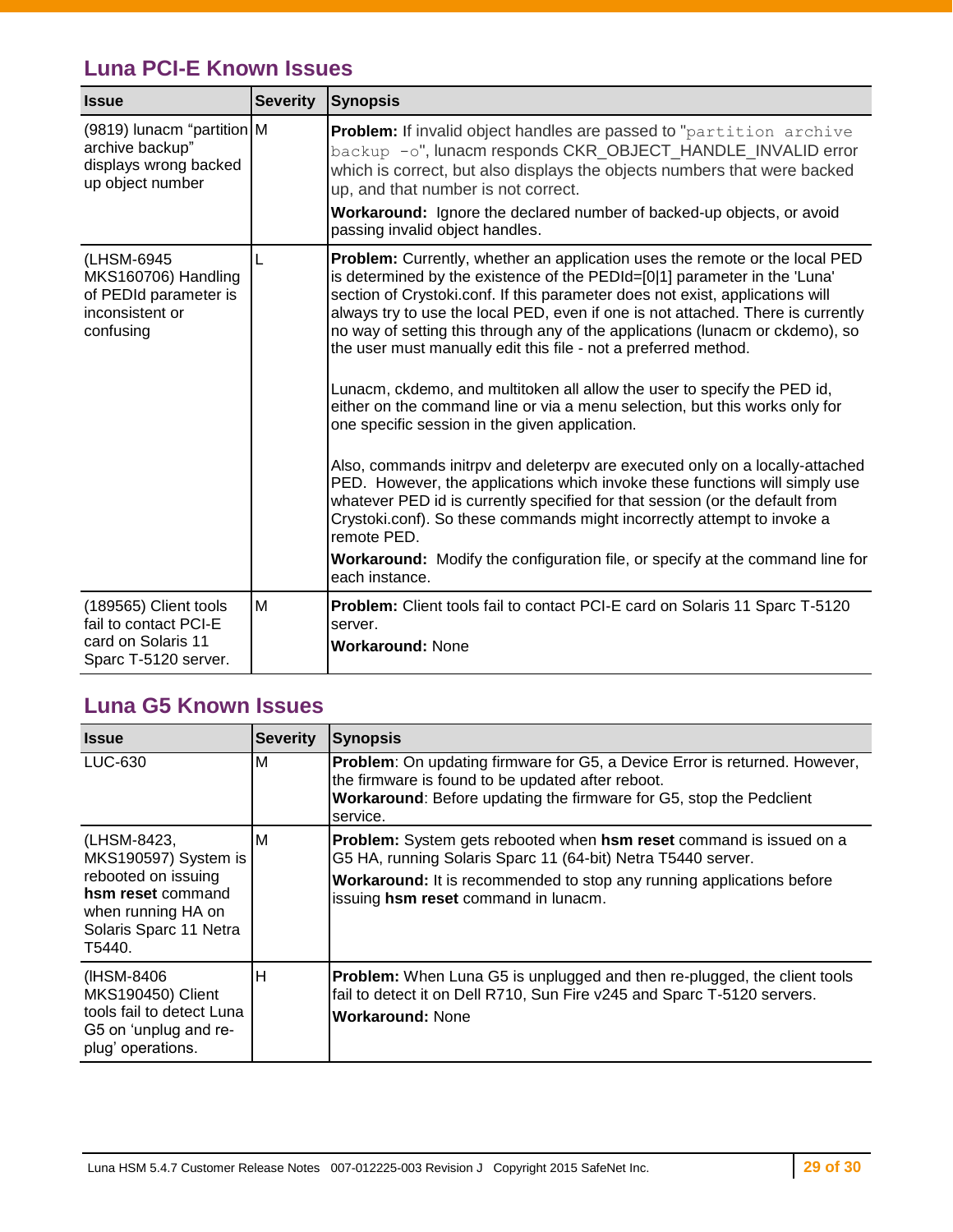## Luna PCI-E Known Issues

| Issue | Severity | Synopsis |
|---|---|---|
| (9819) lunacm "partition archive backup" displays wrong backed up object number | M | **Problem:** If invalid object handles are passed to "`partition archive backup -o`", lunacm responds CKR_OBJECT_HANDLE_INVALID error which is correct, but also displays the objects numbers that were backed up, and that number is not correct.<br>**Workaround:** Ignore the declared number of backed-up objects, or avoid passing invalid object handles. |
| (LHSM-6945 MKS160706) Handling of PEDId parameter is inconsistent or confusing | L | **Problem:** Currently, whether an application uses the remote or the local PED is determined by the existence of the PEDId=[0\|1] parameter in the 'Luna' section of Crystoki.conf. If this parameter does not exist, applications will always try to use the local PED, even if one is not attached. There is currently no way of setting this through any of the applications (lunacm or ckdemo), so the user must manually edit this file - not a preferred method.<br><br>Lunacm, ckdemo, and multitoken all allow the user to specify the PED id, either on the command line or via a menu selection, but this works only for one specific session in the given application.<br><br>Also, commands initrpv and deleterpv are executed only on a locally-attached PED. However, the applications which invoke these functions will simply use whatever PED id is currently specified for that session (or the default from Crystoki.conf). So these commands might incorrectly attempt to invoke a remote PED.<br>**Workaround:** Modify the configuration file, or specify at the command line for each instance. |
| (189565) Client tools fail to contact PCI-E card on Solaris 11 Sparc T-5120 server. | M | **Problem:** Client tools fail to contact PCI-E card on Solaris 11 Sparc T-5120 server.<br>**Workaround:** None |

## Luna G5 Known Issues

| Issue | Severity | Synopsis |
|---|---|---|
| LUC-630 | M | **Problem**: On updating firmware for G5, a Device Error is returned. However, the firmware is found to be updated after reboot.<br>**Workaround**: Before updating the firmware for G5, stop the Pedclient service. |
| (LHSM-8423, MKS190597) System is rebooted on issuing **hsm reset** command when running HA on Solaris Sparc 11 Netra T5440. | M | **Problem:** System gets rebooted when **hsm reset** command is issued on a G5 HA, running Solaris Sparc 11 (64-bit) Netra T5440 server.<br>**Workaround:** It is recommended to stop any running applications before issuing **hsm reset** command in lunacm. |
| (lHSM-8406 MKS190450) Client tools fail to detect Luna G5 on 'unplug and re-plug' operations. | H | **Problem:** When Luna G5 is unplugged and then re-plugged, the client tools fail to detect it on Dell R710, Sun Fire v245 and Sparc T-5120 servers.<br>**Workaround:** None |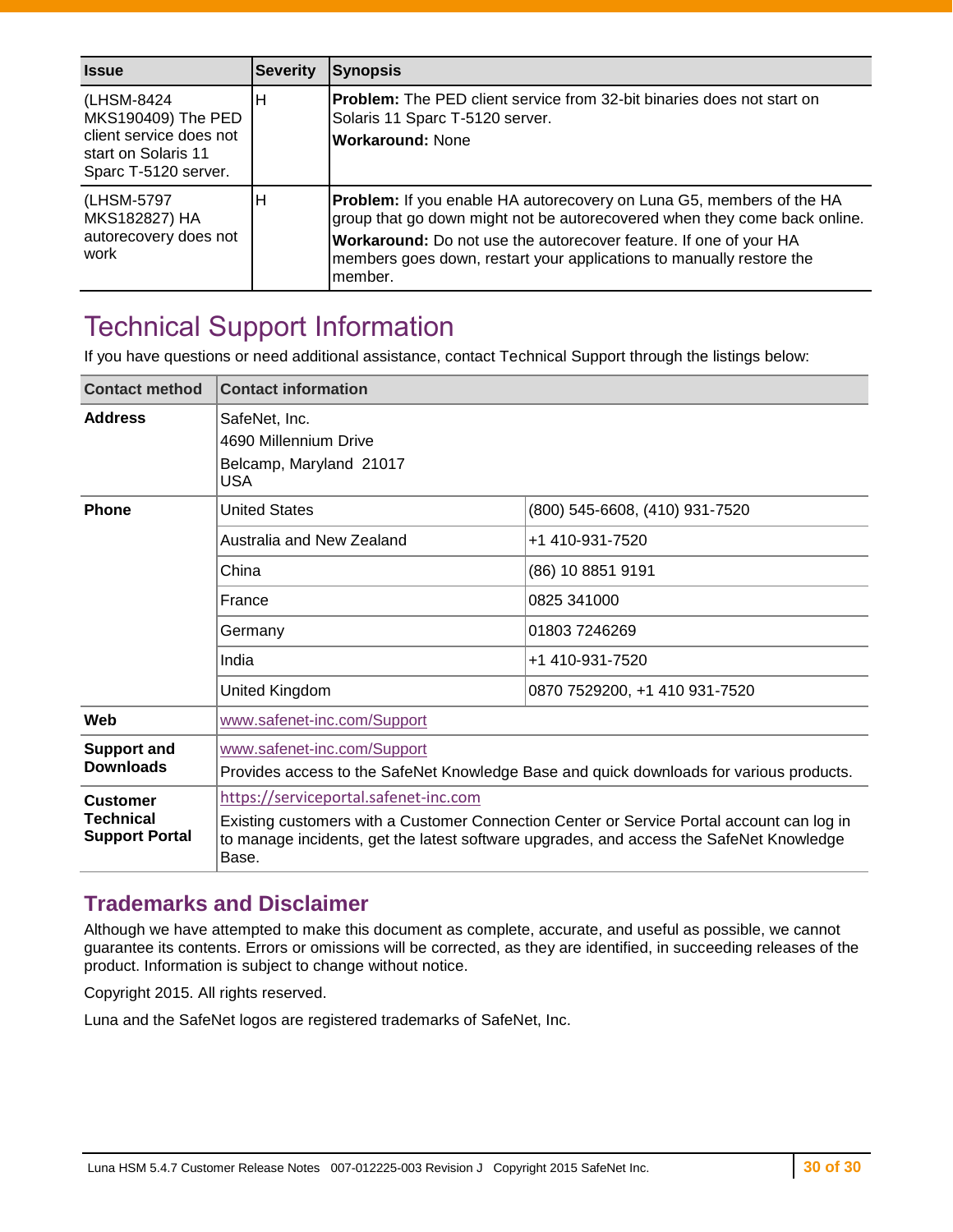| Issue | Severity | Synopsis |
|---|---|---|
| (LHSM-8424 MKS190409) The PED client service does not start on Solaris 11 Sparc T-5120 server. | H | **Problem:** The PED client service from 32-bit binaries does not start on Solaris 11 Sparc T-5120 server.<br>**Workaround:** None |
| (LHSM-5797 MKS182827) HA autorecovery does not work | H | **Problem:** If you enable HA autorecovery on Luna G5, members of the HA group that go down might not be autorecovered when they come back online.<br>**Workaround:** Do not use the autorecover feature. If one of your HA members goes down, restart your applications to manually restore the member. |

# Technical Support Information

If you have questions or need additional assistance, contact Technical Support through the listings below:

| Contact method | Contact information | |
|---|---|---|
| **Address** | SafeNet, Inc.<br>4690 Millennium Drive<br>Belcamp, Maryland 21017<br>USA | |
| **Phone** | United States | (800) 545-6608, (410) 931-7520 |
| | Australia and New Zealand | +1 410-931-7520 |
| | China | (86) 10 8851 9191 |
| | France | 0825 341000 |
| | Germany | 01803 7246269 |
| | India | +1 410-931-7520 |
| | United Kingdom | 0870 7529200, +1 410 931-7520 |
| **Web** | www.safenet-inc.com/Support | |
| **Support and Downloads** | www.safenet-inc.com/Support<br>Provides access to the SafeNet Knowledge Base and quick downloads for various products. | |
| **Customer Technical Support Portal** | https://serviceportal.safenet-inc.com<br>Existing customers with a Customer Connection Center or Service Portal account can log in to manage incidents, get the latest software upgrades, and access the SafeNet Knowledge Base. | |

## Trademarks and Disclaimer

Although we have attempted to make this document as complete, accurate, and useful as possible, we cannot guarantee its contents. Errors or omissions will be corrected, as they are identified, in succeeding releases of the product. Information is subject to change without notice.

Copyright 2015. All rights reserved.

Luna and the SafeNet logos are registered trademarks of SafeNet, Inc.